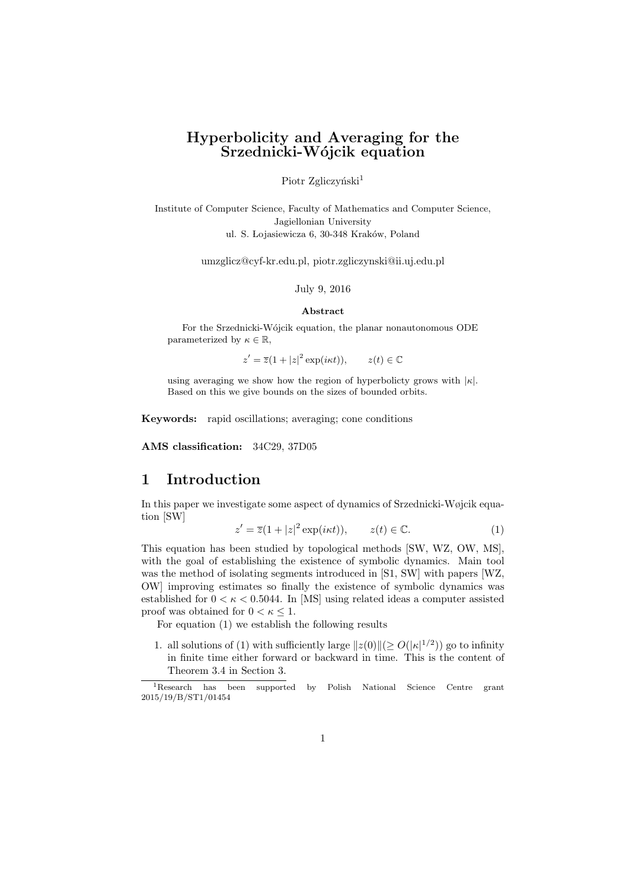# Hyperbolicity and Averaging for the Srzednicki-Wójcik equation

Piotr Zgliczyński[1]

Institute of Computer Science, Faculty of Mathematics and Computer Science, Jagiellonian University
ul. S. Łojasiewicza 6, 30-348 Kraków, Poland

umzglicz@cyf-kr.edu.pl, piotr.zgliczynski@ii.uj.edu.pl

July 9, 2016

**Abstract**

For the Srzednicki-Wójcik equation, the planar nonautonomous ODE parameterized by $\kappa \in \mathbb{R}$,

$$z' = \overline{z}(1 + |z|^2 \exp(i\kappa t)), \qquad z(t) \in \mathbb{C}$$

using averaging we show how the region of hyperbolicty grows with $|\kappa|$. Based on this we give bounds on the sizes of bounded orbits.

**Keywords:** rapid oscillations; averaging; cone conditions

**AMS classification:** 34C29, 37D05

## 1 Introduction

In this paper we investigate some aspect of dynamics of Srzednicki-Wøjcik equation [SW]

$$z' = \overline{z}(1 + |z|^2 \exp(i\kappa t)), \qquad z(t) \in \mathbb{C}. \tag{1}$$

This equation has been studied by topological methods [SW, WZ, OW, MS], with the goal of establishing the existence of symbolic dynamics. Main tool was the method of isolating segments introduced in [S1, SW] with papers [WZ, OW] improving estimates so finally the existence of symbolic dynamics was established for $0 < \kappa < 0.5044$. In [MS] using related ideas a computer assisted proof was obtained for $0 < \kappa \leq 1$.

For equation (1) we establish the following results

1. all solutions of (1) with sufficiently large $\|z(0)\|(\geq O(|\kappa|^{1/2}))$ go to infinity in finite time either forward or backward in time. This is the content of Theorem 3.4 in Section 3.

[1]Research has been supported by Polish National Science Centre grant 2015/19/B/ST1/01454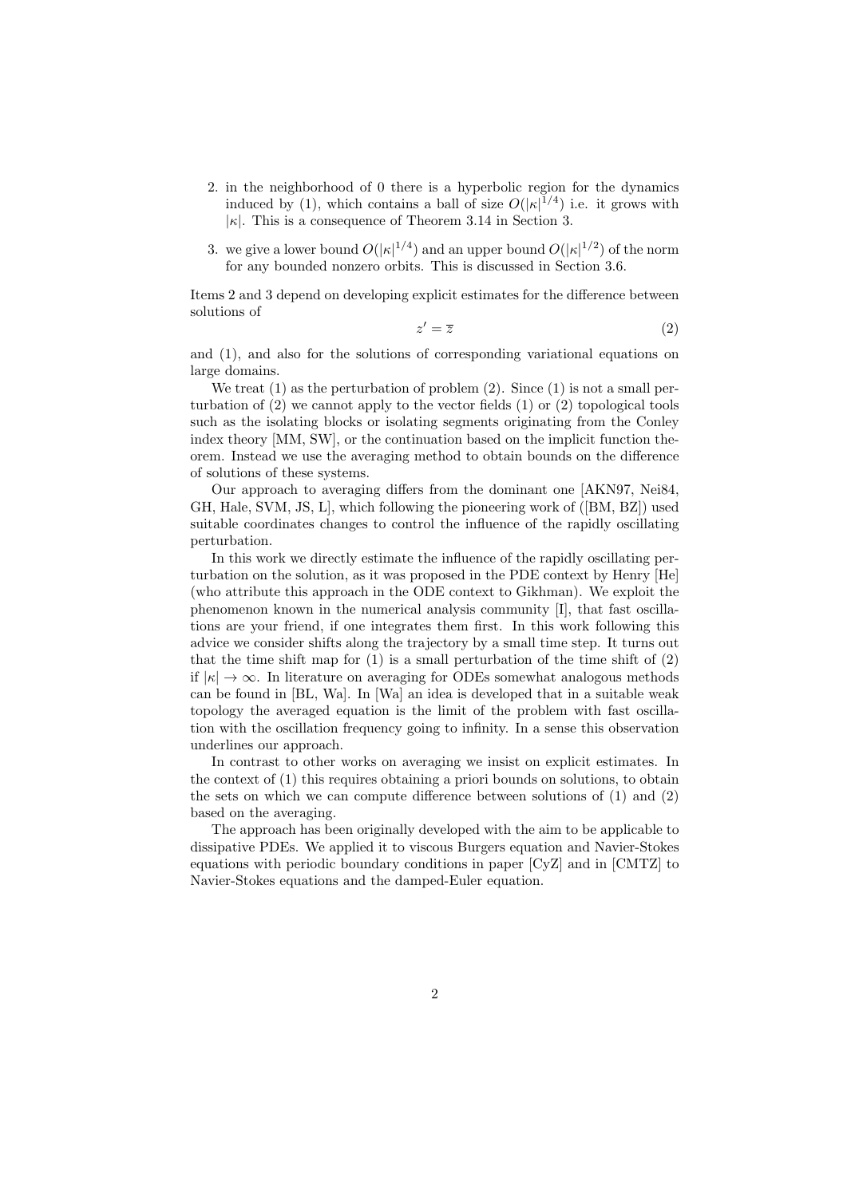2. in the neighborhood of 0 there is a hyperbolic region for the dynamics induced by (1), which contains a ball of size $O(|\kappa|^{1/4})$ i.e. it grows with $|\kappa|$. This is a consequence of Theorem 3.14 in Section 3.

3. we give a lower bound $O(|\kappa|^{1/4})$ and an upper bound $O(|\kappa|^{1/2})$ of the norm for any bounded nonzero orbits. This is discussed in Section 3.6.

Items 2 and 3 depend on developing explicit estimates for the difference between solutions of

$$z' = \overline{z} \tag{2}$$

and (1), and also for the solutions of corresponding variational equations on large domains.

We treat (1) as the perturbation of problem (2). Since (1) is not a small perturbation of (2) we cannot apply to the vector fields (1) or (2) topological tools such as the isolating blocks or isolating segments originating from the Conley index theory [MM, SW], or the continuation based on the implicit function theorem. Instead we use the averaging method to obtain bounds on the difference of solutions of these systems.

Our approach to averaging differs from the dominant one [AKN97, Nei84, GH, Hale, SVM, JS, L], which following the pioneering work of ([BM, BZ]) used suitable coordinates changes to control the influence of the rapidly oscillating perturbation.

In this work we directly estimate the influence of the rapidly oscillating perturbation on the solution, as it was proposed in the PDE context by Henry [He] (who attribute this approach in the ODE context to Gikhman). We exploit the phenomenon known in the numerical analysis community [I], that fast oscillations are your friend, if one integrates them first. In this work following this advice we consider shifts along the trajectory by a small time step. It turns out that the time shift map for (1) is a small perturbation of the time shift of (2) if $|\kappa| \to \infty$. In literature on averaging for ODEs somewhat analogous methods can be found in [BL, Wa]. In [Wa] an idea is developed that in a suitable weak topology the averaged equation is the limit of the problem with fast oscillation with the oscillation frequency going to infinity. In a sense this observation underlines our approach.

In contrast to other works on averaging we insist on explicit estimates. In the context of (1) this requires obtaining a priori bounds on solutions, to obtain the sets on which we can compute difference between solutions of (1) and (2) based on the averaging.

The approach has been originally developed with the aim to be applicable to dissipative PDEs. We applied it to viscous Burgers equation and Navier-Stokes equations with periodic boundary conditions in paper [CyZ] and in [CMTZ] to Navier-Stokes equations and the damped-Euler equation.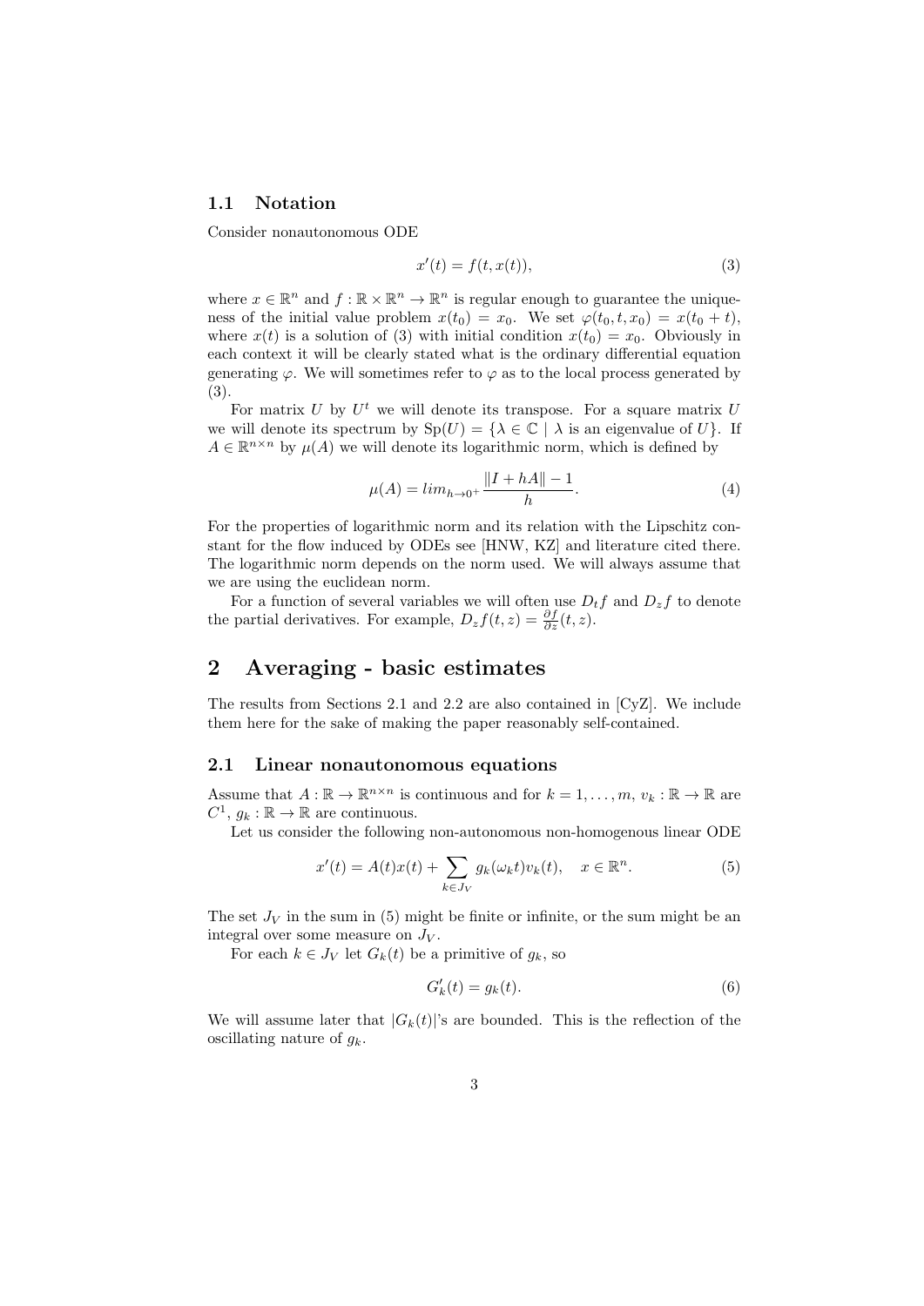### 1.1 Notation

Consider nonautonomous ODE

$$x'(t) = f(t, x(t)), \tag{3}$$

where $x \in \mathbb{R}^n$ and $f : \mathbb{R} \times \mathbb{R}^n \to \mathbb{R}^n$ is regular enough to guarantee the uniqueness of the initial value problem $x(t_0) = x_0$. We set $\varphi(t_0, t, x_0) = x(t_0 + t)$, where $x(t)$ is a solution of (3) with initial condition $x(t_0) = x_0$. Obviously in each context it will be clearly stated what is the ordinary differential equation generating $\varphi$. We will sometimes refer to $\varphi$ as to the local process generated by (3).

For matrix $U$ by $U^t$ we will denote its transpose. For a square matrix $U$ we will denote its spectrum by $\mathrm{Sp}(U) = \{\lambda \in \mathbb{C} \mid \lambda \text{ is an eigenvalue of } U\}$. If $A \in \mathbb{R}^{n\times n}$ by $\mu(A)$ we will denote its logarithmic norm, which is defined by

$$\mu(A) = lim_{h\to 0^+} \frac{\|I + hA\| - 1}{h}. \tag{4}$$

For the properties of logarithmic norm and its relation with the Lipschitz constant for the flow induced by ODEs see [HNW, KZ] and literature cited there. The logarithmic norm depends on the norm used. We will always assume that we are using the euclidean norm.

For a function of several variables we will often use $D_t f$ and $D_z f$ to denote the partial derivatives. For example, $D_z f(t, z) = \frac{\partial f}{\partial z}(t, z)$.

## 2 Averaging - basic estimates

The results from Sections 2.1 and 2.2 are also contained in [CyZ]. We include them here for the sake of making the paper reasonably self-contained.

### 2.1 Linear nonautonomous equations

Assume that $A : \mathbb{R} \to \mathbb{R}^{n\times n}$ is continuous and for $k = 1, \dots, m$, $v_k : \mathbb{R} \to \mathbb{R}$ are $C^1$, $g_k : \mathbb{R} \to \mathbb{R}$ are continuous.

Let us consider the following non-autonomous non-homogenous linear ODE

$$x'(t) = A(t)x(t) + \sum_{k\in J_V} g_k(\omega_k t)v_k(t), \quad x \in \mathbb{R}^n. \tag{5}$$

The set $J_V$ in the sum in (5) might be finite or infinite, or the sum might be an integral over some measure on $J_V$.

For each $k \in J_V$ let $G_k(t)$ be a primitive of $g_k$, so

$$G_k'(t) = g_k(t). \tag{6}$$

We will assume later that $|G_k(t)|$'s are bounded. This is the reflection of the oscillating nature of $g_k$.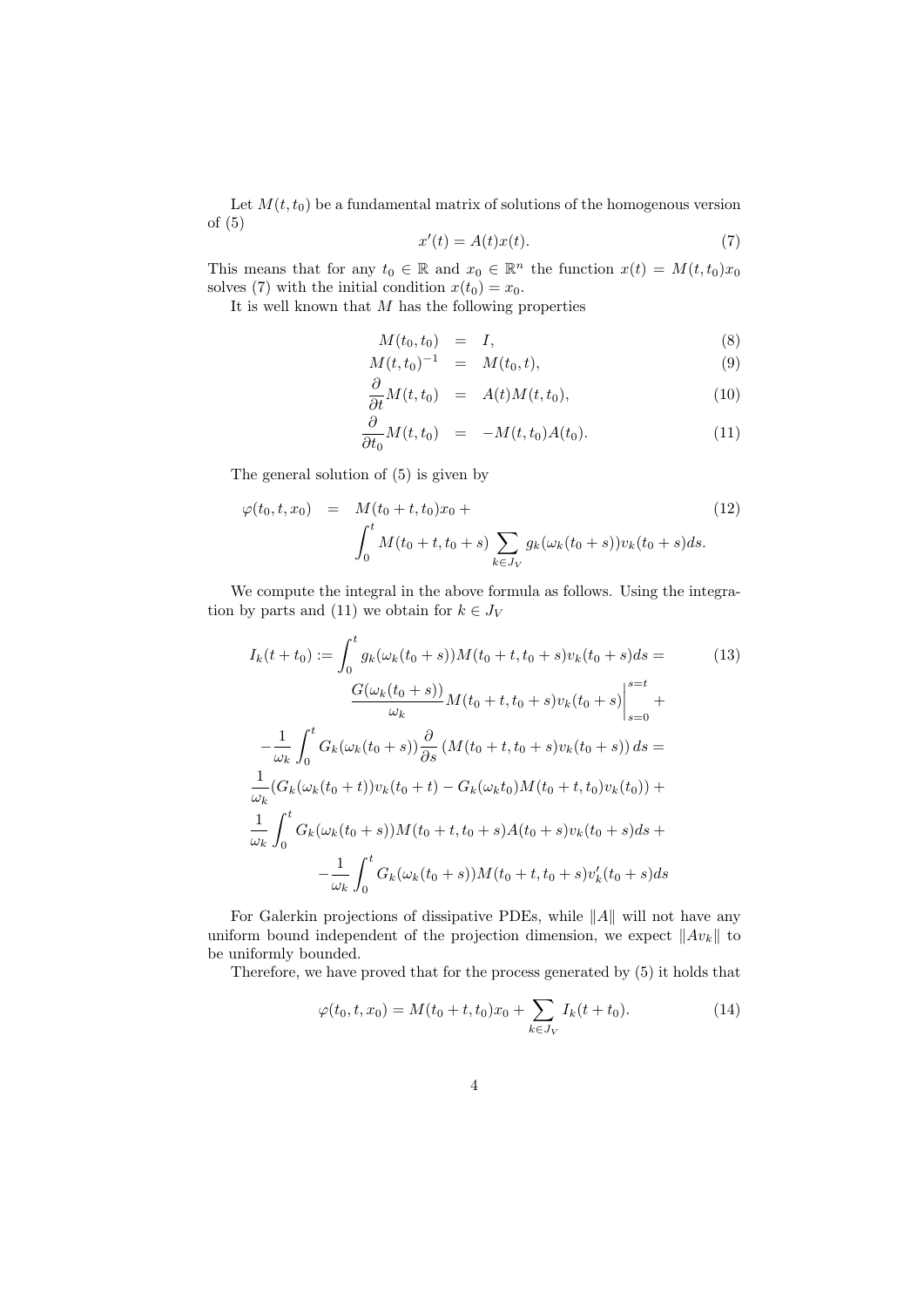Let $M(t,t_0)$ be a fundamental matrix of solutions of the homogenous version of (5)

$$x'(t) = A(t)x(t). \tag{7}$$

This means that for any $t_0 \in \mathbb{R}$ and $x_0 \in \mathbb{R}^n$ the function $x(t) = M(t,t_0)x_0$ solves (7) with the initial condition $x(t_0) = x_0$.

It is well known that $M$ has the following properties

$$\begin{aligned}
M(t_0,t_0) &= I, &(8)\\
M(t,t_0)^{-1} &= M(t_0,t), &(9)\\
\frac{\partial}{\partial t}M(t,t_0) &= A(t)M(t,t_0), &(10)\\
\frac{\partial}{\partial t_0}M(t,t_0) &= -M(t,t_0)A(t_0). &(11)
\end{aligned}$$

The general solution of (5) is given by

$$\begin{aligned}
\varphi(t_0,t,x_0) &= M(t_0+t,t_0)x_0 + \qquad\qquad\qquad\qquad (12)\\
&\int_0^t M(t_0+t,t_0+s)\sum_{k\in J_V} g_k(\omega_k(t_0+s))v_k(t_0+s)ds.
\end{aligned}$$

We compute the integral in the above formula as follows. Using the integration by parts and (11) we obtain for $k \in J_V$

$$\begin{aligned}
I_k(t+t_0) &:= \int_0^t g_k(\omega_k(t_0+s))M(t_0+t,t_0+s)v_k(t_0+s)ds = \qquad (13)\\
&\frac{G(\omega_k(t_0+s))}{\omega_k}M(t_0+t,t_0+s)v_k(t_0+s)\bigg|_{s=0}^{s=t} +\\
&-\frac{1}{\omega_k}\int_0^t G_k(\omega_k(t_0+s))\frac{\partial}{\partial s}\left(M(t_0+t,t_0+s)v_k(t_0+s)\right)ds =\\
&\frac{1}{\omega_k}(G_k(\omega_k(t_0+t))v_k(t_0+t) - G_k(\omega_k t_0)M(t_0+t,t_0)v_k(t_0)) +\\
&\frac{1}{\omega_k}\int_0^t G_k(\omega_k(t_0+s))M(t_0+t,t_0+s)A(t_0+s)v_k(t_0+s)ds +\\
&-\frac{1}{\omega_k}\int_0^t G_k(\omega_k(t_0+s))M(t_0+t,t_0+s)v_k'(t_0+s)ds
\end{aligned}$$

For Galerkin projections of dissipative PDEs, while $\|A\|$ will not have any uniform bound independent of the projection dimension, we expect $\|Av_k\|$ to be uniformly bounded.

Therefore, we have proved that for the process generated by (5) it holds that

$$\varphi(t_0,t,x_0) = M(t_0+t,t_0)x_0 + \sum_{k\in J_V} I_k(t+t_0). \tag{14}$$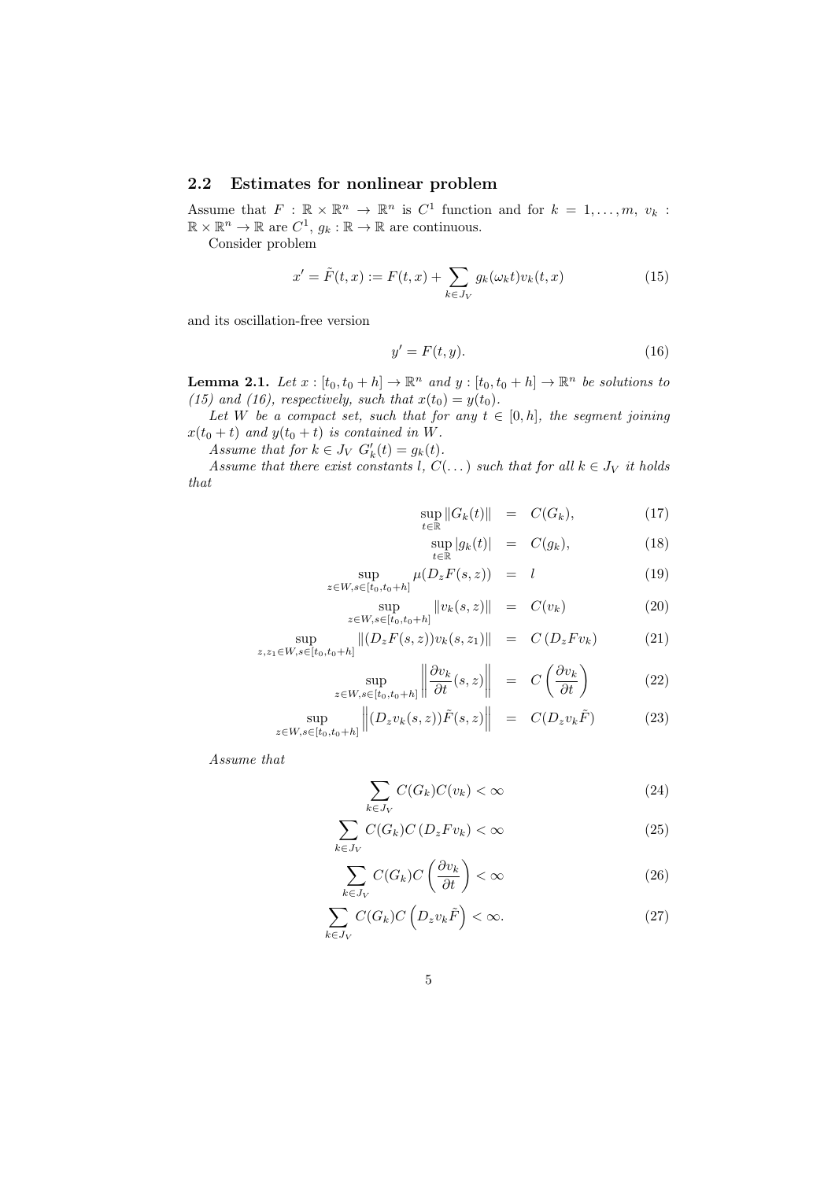## 2.2 Estimates for nonlinear problem

Assume that $F : \mathbb{R} \times \mathbb{R}^n \to \mathbb{R}^n$ is $C^1$ function and for $k = 1, \ldots, m$, $v_k : \mathbb{R} \times \mathbb{R}^n \to \mathbb{R}$ are $C^1$, $g_k : \mathbb{R} \to \mathbb{R}$ are continuous.

Consider problem

$$x' = \tilde{F}(t,x) := F(t,x) + \sum_{k \in J_V} g_k(\omega_k t) v_k(t,x) \tag{15}$$

and its oscillation-free version

$$y' = F(t,y). \tag{16}$$

**Lemma 2.1.** *Let $x : [t_0, t_0 + h] \to \mathbb{R}^n$ and $y : [t_0, t_0 + h] \to \mathbb{R}^n$ be solutions to (15) and (16), respectively, such that $x(t_0) = y(t_0)$.*

*Let $W$ be a compact set, such that for any $t \in [0, h]$, the segment joining $x(t_0 + t)$ and $y(t_0 + t)$ is contained in $W$.*

*Assume that for $k \in J_V$ $G_k'(t) = g_k(t)$.*

*Assume that there exist constants $l$, $C(\ldots)$ such that for all $k \in J_V$ it holds that*

$$\sup_{t \in \mathbb{R}} \|G_k(t)\| = C(G_k), \tag{17}$$

$$\sup_{t \in \mathbb{R}} |g_k(t)| = C(g_k), \tag{18}$$

$$\sup_{z \in W, s \in [t_0, t_0+h]} \mu(D_z F(s,z)) = l \tag{19}$$

$$\sup_{z \in W, s \in [t_0, t_0+h]} \|v_k(s,z)\| = C(v_k) \tag{20}$$

$$\sup_{z, z_1 \in W, s \in [t_0, t_0+h]} \|(D_z F(s,z)) v_k(s,z_1)\| = C\left(D_z F v_k\right) \tag{21}$$

$$\sup_{z \in W, s \in [t_0, t_0+h]} \left\| \frac{\partial v_k}{\partial t}(s,z) \right\| = C\left(\frac{\partial v_k}{\partial t}\right) \tag{22}$$

$$\sup_{z \in W, s \in [t_0, t_0+h]} \left\| (D_z v_k(s,z)) \tilde{F}(s,z) \right\| = C(D_z v_k \tilde{F}) \tag{23}$$

*Assume that*

$$\sum_{k \in J_V} C(G_k) C(v_k) < \infty \tag{24}$$

$$\sum_{k \in J_V} C(G_k) C\left(D_z F v_k\right) < \infty \tag{25}$$

$$\sum_{k \in J_V} C(G_k) C\left(\frac{\partial v_k}{\partial t}\right) < \infty \tag{26}$$

$$\sum_{k \in J_V} C(G_k) C\left(D_z v_k \tilde{F}\right) < \infty. \tag{27}$$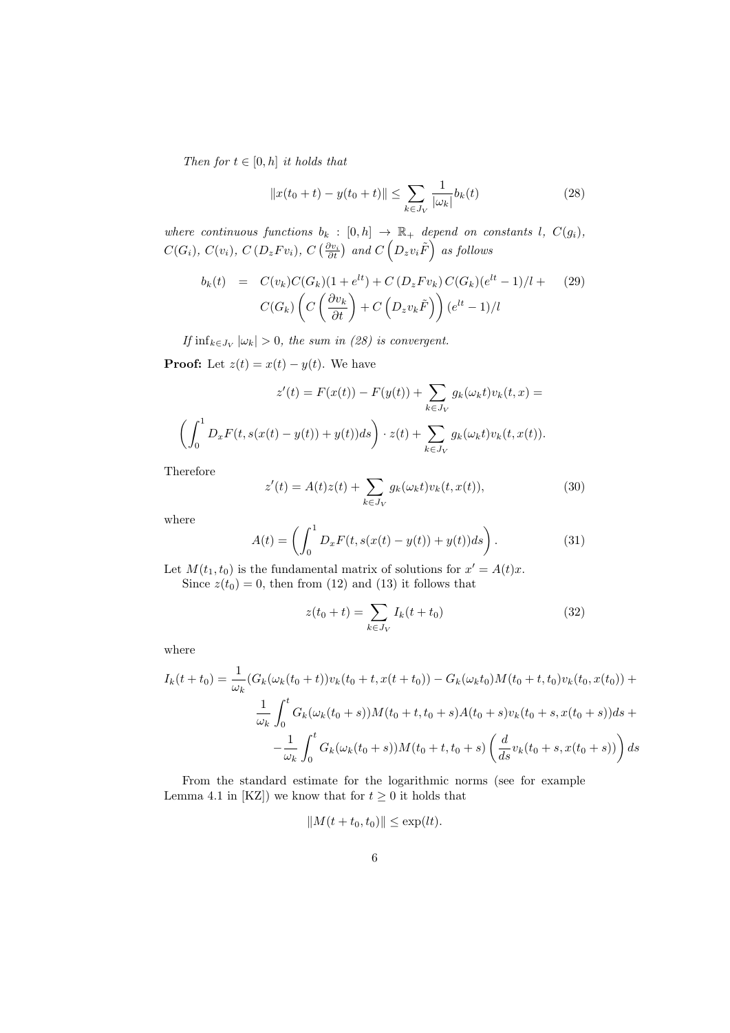*Then for $t \in [0, h]$ it holds that*

$$\|x(t_0 + t) - y(t_0 + t)\| \leq \sum_{k \in J_V} \frac{1}{|\omega_k|} b_k(t) \tag{28}$$

*where continuous functions $b_k : [0, h] \to \mathbb{R}_+$ depend on constants $l$, $C(g_i)$, $C(G_i)$, $C(v_i)$, $C(D_z F v_i)$, $C\left(\frac{\partial v_i}{\partial t}\right)$ and $C\left(D_z v_i \tilde{F}\right)$ as follows*

$$\begin{aligned} b_k(t) &= C(v_k) C(G_k)(1 + e^{lt}) + C(D_z F v_k) C(G_k)(e^{lt} - 1)/l + \\ & \quad C(G_k)\left(C\left(\frac{\partial v_k}{\partial t}\right) + C\left(D_z v_k \tilde{F}\right)\right)(e^{lt} - 1)/l \end{aligned} \tag{29}$$

*If $\inf_{k \in J_V} |\omega_k| > 0$, the sum in (28) is convergent.*

**Proof:** Let $z(t) = x(t) - y(t)$. We have

$$z'(t) = F(x(t)) - F(y(t)) + \sum_{k \in J_V} g_k(\omega_k t) v_k(t, x) =$$

$$\left(\int_0^1 D_x F(t, s(x(t) - y(t)) + y(t)) ds\right) \cdot z(t) + \sum_{k \in J_V} g_k(\omega_k t) v_k(t, x(t)).$$

Therefore

$$z'(t) = A(t) z(t) + \sum_{k \in J_V} g_k(\omega_k t) v_k(t, x(t)), \tag{30}$$

where

$$A(t) = \left(\int_0^1 D_x F(t, s(x(t) - y(t)) + y(t)) ds\right). \tag{31}$$

Let $M(t_1, t_0)$ is the fundamental matrix of solutions for $x' = A(t)x$.

Since $z(t_0) = 0$, then from (12) and (13) it follows that

$$z(t_0 + t) = \sum_{k \in J_V} I_k(t + t_0) \tag{32}$$

where

$$\begin{aligned} I_k(t + t_0) = \frac{1}{\omega_k}&(G_k(\omega_k(t_0 + t)) v_k(t_0 + t, x(t + t_0)) - G_k(\omega_k t_0) M(t_0 + t, t_0) v_k(t_0, x(t_0)) + \\ &\frac{1}{\omega_k} \int_0^t G_k(\omega_k(t_0 + s)) M(t_0 + t, t_0 + s) A(t_0 + s) v_k(t_0 + s, x(t_0 + s)) ds + \\ &-\frac{1}{\omega_k} \int_0^t G_k(\omega_k(t_0 + s)) M(t_0 + t, t_0 + s) \left(\frac{d}{ds} v_k(t_0 + s, x(t_0 + s))\right) ds \end{aligned}$$

From the standard estimate for the logarithmic norms (see for example Lemma 4.1 in [KZ]) we know that for $t \geq 0$ it holds that

$$\|M(t + t_0, t_0)\| \leq \exp(lt).$$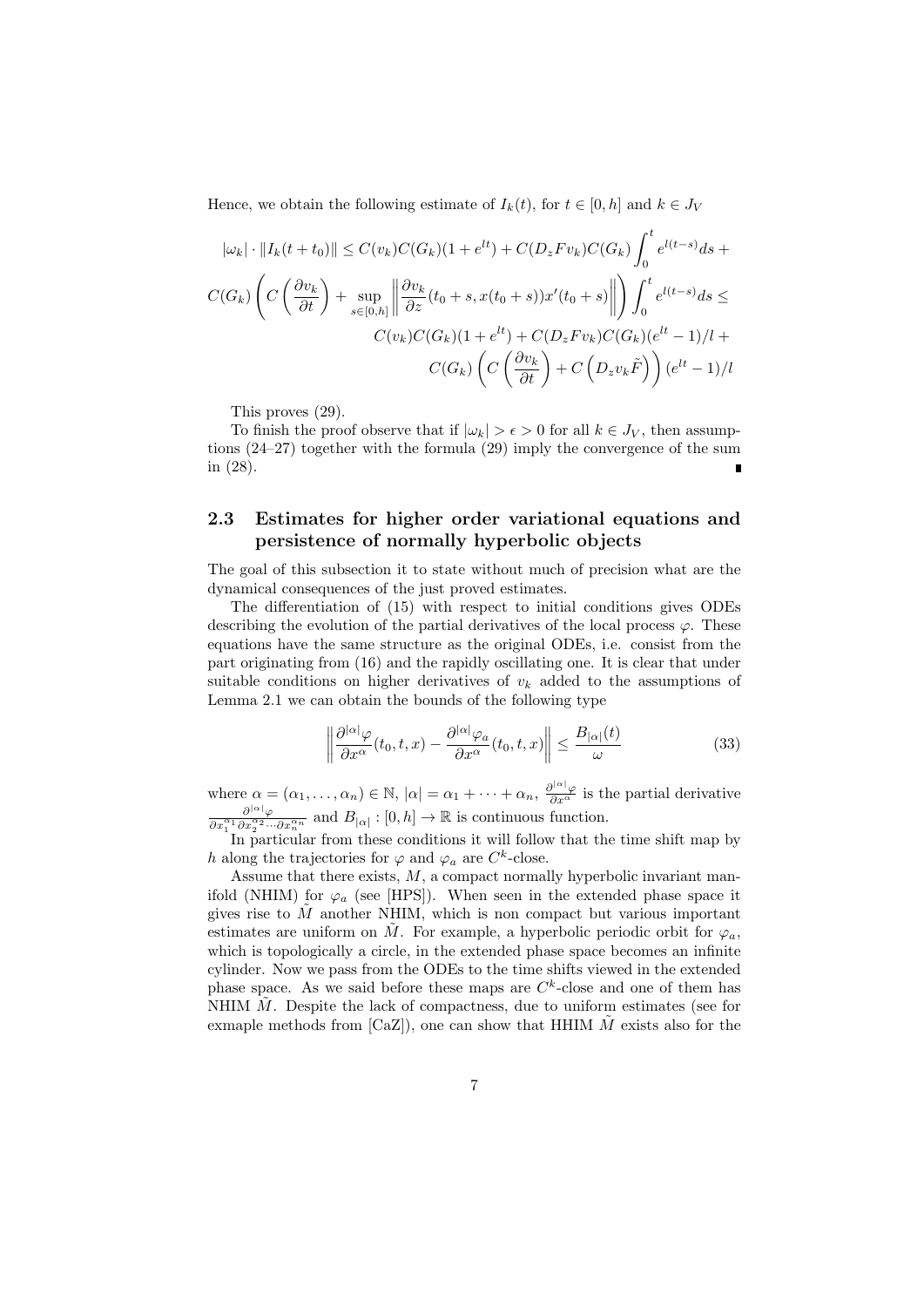Hence, we obtain the following estimate of $I_k(t)$, for $t \in [0,h]$ and $k \in J_V$

$$
\begin{aligned}
|\omega_k| \cdot \|I_k(t+t_0)\| \leq C(v_k)C(G_k)(1+e^{lt}) + C(D_z F v_k)C(G_k)\int_0^t e^{l(t-s)}ds + \\
C(G_k)\left( C\left(\frac{\partial v_k}{\partial t}\right) + \sup_{s\in[0,h]} \left\| \frac{\partial v_k}{\partial z}(t_0+s, x(t_0+s))x'(t_0+s) \right\| \right) \int_0^t e^{l(t-s)}ds \leq \\
C(v_k)C(G_k)(1+e^{lt}) + C(D_z F v_k)C(G_k)(e^{lt}-1)/l + \\
C(G_k)\left( C\left(\frac{\partial v_k}{\partial t}\right) + C\left(D_z v_k \tilde{F}\right)\right)(e^{lt}-1)/l
\end{aligned}
$$

This proves (29).

To finish the proof observe that if $|\omega_k| > \epsilon > 0$ for all $k \in J_V$, then assumptions (24–27) together with the formula (29) imply the convergence of the sum in (28). ∎

### 2.3 Estimates for higher order variational equations and persistence of normally hyperbolic objects

The goal of this subsection it to state without much of precision what are the dynamical consequences of the just proved estimates.

The differentiation of (15) with respect to initial conditions gives ODEs describing the evolution of the partial derivatives of the local process $\varphi$. These equations have the same structure as the original ODEs, i.e. consist from the part originating from (16) and the rapidly oscillating one. It is clear that under suitable conditions on higher derivatives of $v_k$ added to the assumptions of Lemma 2.1 we can obtain the bounds of the following type

$$
\left\| \frac{\partial^{|\alpha|}\varphi}{\partial x^\alpha}(t_0,t,x) - \frac{\partial^{|\alpha|}\varphi_a}{\partial x^\alpha}(t_0,t,x) \right\| \leq \frac{B_{|\alpha|}(t)}{\omega} \tag{33}
$$

where $\alpha = (\alpha_1,\ldots,\alpha_n) \in \mathbb{N}$, $|\alpha| = \alpha_1 + \cdots + \alpha_n$, $\frac{\partial^{|\alpha|}\varphi}{\partial x^\alpha}$ is the partial derivative $\frac{\partial^{|\alpha|}\varphi}{\partial x_1^{\alpha_1}\partial x_2^{\alpha_2}\cdots\partial x_n^{\alpha_n}}$ and $B_{|\alpha|} : [0,h] \to \mathbb{R}$ is continuous function.

In particular from these conditions it will follow that the time shift map by $h$ along the trajectories for $\varphi$ and $\varphi_a$ are $C^k$-close.

Assume that there exists, $M$, a compact normally hyperbolic invariant manifold (NHIM) for $\varphi_a$ (see [HPS]). When seen in the extended phase space it gives rise to $\tilde{M}$ another NHIM, which is non compact but various important estimates are uniform on $\tilde{M}$. For example, a hyperbolic periodic orbit for $\varphi_a$, which is topologically a circle, in the extended phase space becomes an infinite cylinder. Now we pass from the ODEs to the time shifts viewed in the extended phase space. As we said before these maps are $C^k$-close and one of them has NHIM $\tilde{M}$. Despite the lack of compactness, due to uniform estimates (see for exmaple methods from [CaZ]), one can show that HHIM $\tilde{M}$ exists also for the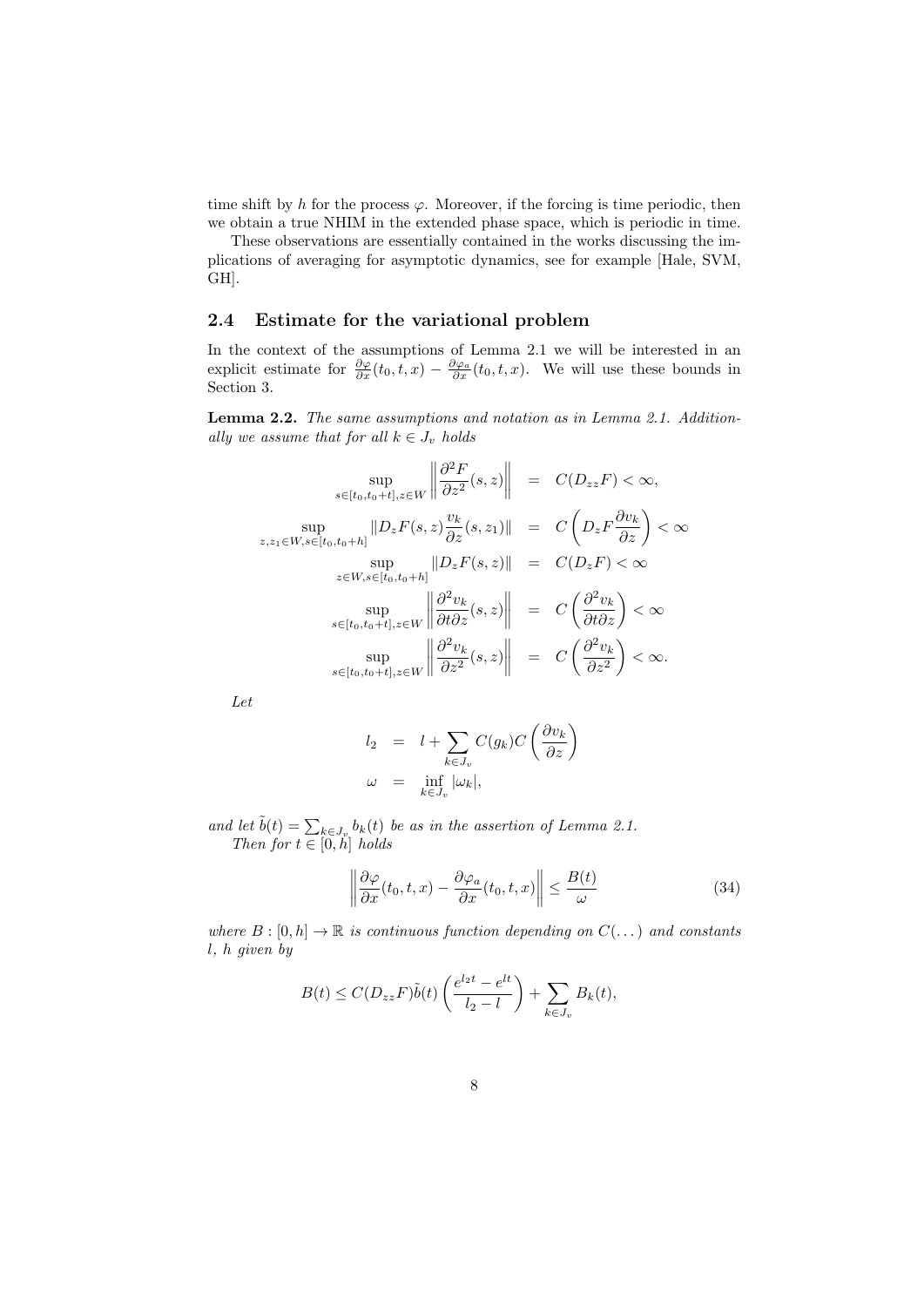time shift by $h$ for the process $\varphi$. Moreover, if the forcing is time periodic, then we obtain a true NHIM in the extended phase space, which is periodic in time.

These observations are essentially contained in the works discussing the implications of averaging for asymptotic dynamics, see for example [Hale, SVM, GH].

### 2.4 Estimate for the variational problem

In the context of the assumptions of Lemma 2.1 we will be interested in an explicit estimate for $\frac{\partial \varphi}{\partial x}(t_0,t,x) - \frac{\partial \varphi_a}{\partial x}(t_0,t,x)$. We will use these bounds in Section 3.

**Lemma 2.2.** *The same assumptions and notation as in Lemma 2.1. Additionally we assume that for all $k \in J_v$ holds*

$$
\begin{aligned}
\sup_{s\in[t_0,t_0+t], z\in W} \left\| \frac{\partial^2 F}{\partial z^2}(s,z) \right\| &= C(D_{zz}F) < \infty, \\
\sup_{z,z_1\in W, s\in[t_0,t_0+h]} \left\| D_z F(s,z) \frac{v_k}{\partial z}(s,z_1) \right\| &= C\left( D_z F \frac{\partial v_k}{\partial z}\right) < \infty \\
\sup_{z\in W, s\in[t_0,t_0+h]} \| D_z F(s,z) \| &= C(D_z F) < \infty \\
\sup_{s\in[t_0,t_0+t], z\in W} \left\| \frac{\partial^2 v_k}{\partial t \partial z}(s,z) \right\| &= C\left( \frac{\partial^2 v_k}{\partial t \partial z}\right) < \infty \\
\sup_{s\in[t_0,t_0+t], z\in W} \left\| \frac{\partial^2 v_k}{\partial z^2}(s,z) \right\| &= C\left( \frac{\partial^2 v_k}{\partial z^2}\right) < \infty.
\end{aligned}
$$

*Let*

$$
\begin{aligned}
l_2 &= l + \sum_{k\in J_v} C(g_k) C\left(\frac{\partial v_k}{\partial z}\right) \\
\omega &= \inf_{k\in J_v} |\omega_k|,
\end{aligned}
$$

*and let $\tilde{b}(t) = \sum_{k\in J_v} b_k(t)$ be as in the assertion of Lemma 2.1.*
*Then for $t \in [0,h]$ holds*

$$
\left\| \frac{\partial \varphi}{\partial x}(t_0,t,x) - \frac{\partial \varphi_a}{\partial x}(t_0,t,x) \right\| \leq \frac{B(t)}{\omega} \tag{34}
$$

*where $B : [0,h] \to \mathbb{R}$ is continuous function depending on $C(\dots)$ and constants $l$, $h$ given by*

$$
B(t) \leq C(D_{zz}F)\tilde{b}(t) \left( \frac{e^{l_2 t} - e^{lt}}{l_2 - l} \right) + \sum_{k\in J_v} B_k(t),
$$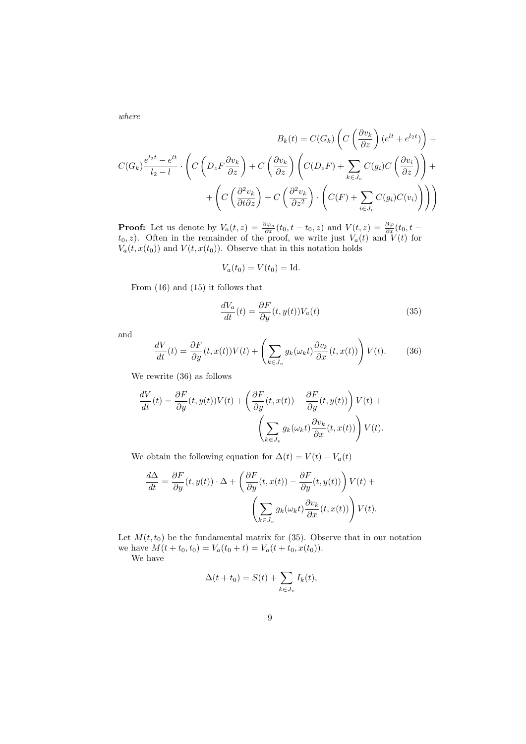*where*

$$
B_k(t) = C(G_k)\left(C\left(\frac{\partial v_k}{\partial z}\right)(e^{lt}+e^{l_2 t})\right) +
$$
$$
C(G_k)\frac{e^{l_2 t}-e^{lt}}{l_2-l}\cdot\left(C\left(D_zF\frac{\partial v_k}{\partial z}\right)+C\left(\frac{\partial v_k}{\partial z}\right)\left(C(D_zF)+\sum_{k\in J_v}C(g_i)C\left(\frac{\partial v_i}{\partial z}\right)\right)+\right.
$$
$$
\left.+\left(C\left(\frac{\partial^2 v_k}{\partial t\partial z}\right)+C\left(\frac{\partial^2 v_k}{\partial z^2}\right)\cdot\left(C(F)+\sum_{i\in J_v}C(g_i)C(v_i)\right)\right)\right)
$$

**Proof:** Let us denote by $V_a(t,z) = \frac{\partial \varphi_a}{\partial x}(t_0, t-t_0, z)$ and $V(t,z) = \frac{\partial \varphi}{\partial x}(t_0, t-t_0, z)$. Often in the remainder of the proof, we write just $V_a(t)$ and $V(t)$ for $V_a(t, x(t_0))$ and $V(t, x(t_0))$. Observe that in this notation holds

$$
V_a(t_0) = V(t_0) = \mathrm{Id}.
$$

From (16) and (15) it follows that

$$
\frac{dV_a}{dt}(t) = \frac{\partial F}{\partial y}(t, y(t))V_a(t) \tag{35}
$$

and

$$
\frac{dV}{dt}(t) = \frac{\partial F}{\partial y}(t, x(t))V(t) + \left(\sum_{k\in J_v} g_k(\omega_k t)\frac{\partial v_k}{\partial x}(t, x(t))\right)V(t). \tag{36}
$$

We rewrite (36) as follows

$$
\frac{dV}{dt}(t) = \frac{\partial F}{\partial y}(t, y(t))V(t) + \left(\frac{\partial F}{\partial y}(t, x(t)) - \frac{\partial F}{\partial y}(t, y(t))\right)V(t) + \left(\sum_{k\in J_v} g_k(\omega_k t)\frac{\partial v_k}{\partial x}(t, x(t))\right)V(t).
$$

We obtain the following equation for $\Delta(t) = V(t) - V_a(t)$

$$
\frac{d\Delta}{dt} = \frac{\partial F}{\partial y}(t, y(t))\cdot\Delta + \left(\frac{\partial F}{\partial y}(t, x(t)) - \frac{\partial F}{\partial y}(t, y(t))\right)V(t) + \left(\sum_{k\in J_v} g_k(\omega_k t)\frac{\partial v_k}{\partial x}(t, x(t))\right)V(t).
$$

Let $M(t, t_0)$ be the fundamental matrix for (35). Observe that in our notation we have $M(t+t_0, t_0) = V_a(t_0+t) = V_a(t+t_0, x(t_0))$.

We have

$$
\Delta(t+t_0) = S(t) + \sum_{k\in J_v} I_k(t),
$$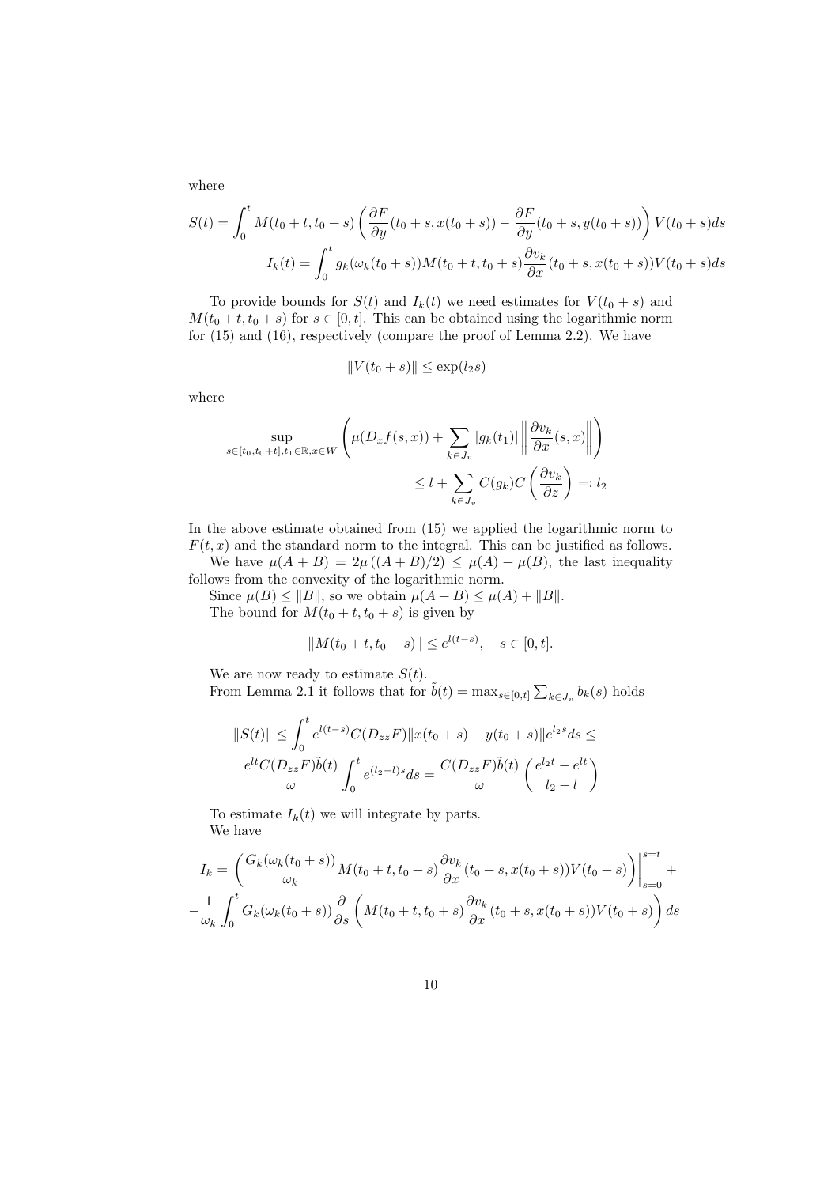where

$$S(t) = \int_0^t M(t_0+t, t_0+s)\left(\frac{\partial F}{\partial y}(t_0+s, x(t_0+s)) - \frac{\partial F}{\partial y}(t_0+s, y(t_0+s))\right)V(t_0+s)ds$$

$$I_k(t) = \int_0^t g_k(\omega_k(t_0+s))M(t_0+t, t_0+s)\frac{\partial v_k}{\partial x}(t_0+s, x(t_0+s))V(t_0+s)ds$$

To provide bounds for $S(t)$ and $I_k(t)$ we need estimates for $V(t_0+s)$ and $M(t_0+t, t_0+s)$ for $s \in [0,t]$. This can be obtained using the logarithmic norm for (15) and (16), respectively (compare the proof of Lemma 2.2). We have

$$\|V(t_0+s)\| \leq \exp(l_2 s)$$

where

$$\sup_{s\in[t_0,t_0+t], t_1\in\mathbb{R}, x\in W}\left(\mu(D_x f(s,x)) + \sum_{k\in J_v}|g_k(t_1)|\left\|\frac{\partial v_k}{\partial x}(s,x)\right\|\right)$$
$$\leq l + \sum_{k\in J_v} C(g_k)C\left(\frac{\partial v_k}{\partial z}\right) =: l_2$$

In the above estimate obtained from (15) we applied the logarithmic norm to $F(t,x)$ and the standard norm to the integral. This can be justified as follows.

We have $\mu(A+B) = 2\mu((A+B)/2) \leq \mu(A) + \mu(B)$, the last inequality follows from the convexity of the logarithmic norm.

Since $\mu(B) \leq \|B\|$, so we obtain $\mu(A+B) \leq \mu(A) + \|B\|$.

The bound for $M(t_0+t, t_0+s)$ is given by

$$\|M(t_0+t, t_0+s)\| \leq e^{l(t-s)}, \quad s \in [0,t].$$

We are now ready to estimate $S(t)$.

From Lemma 2.1 it follows that for $\tilde{b}(t) = \max_{s\in[0,t]}\sum_{k\in J_v} b_k(s)$ holds

$$\|S(t)\| \leq \int_0^t e^{l(t-s)}C(D_{zz}F)\|x(t_0+s) - y(t_0+s)\|e^{l_2 s}ds \leq$$
$$\frac{e^{lt}C(D_{zz}F)\tilde{b}(t)}{\omega}\int_0^t e^{(l_2-l)s}ds = \frac{C(D_{zz}F)\tilde{b}(t)}{\omega}\left(\frac{e^{l_2 t} - e^{lt}}{l_2 - l}\right)$$

To estimate $I_k(t)$ we will integrate by parts.

We have

$$I_k = \left.\left(\frac{G_k(\omega_k(t_0+s))}{\omega_k}M(t_0+t, t_0+s)\frac{\partial v_k}{\partial x}(t_0+s, x(t_0+s))V(t_0+s)\right)\right|_{s=0}^{s=t} +$$
$$-\frac{1}{\omega_k}\int_0^t G_k(\omega_k(t_0+s))\frac{\partial}{\partial s}\left(M(t_0+t, t_0+s)\frac{\partial v_k}{\partial x}(t_0+s, x(t_0+s))V(t_0+s)\right)ds$$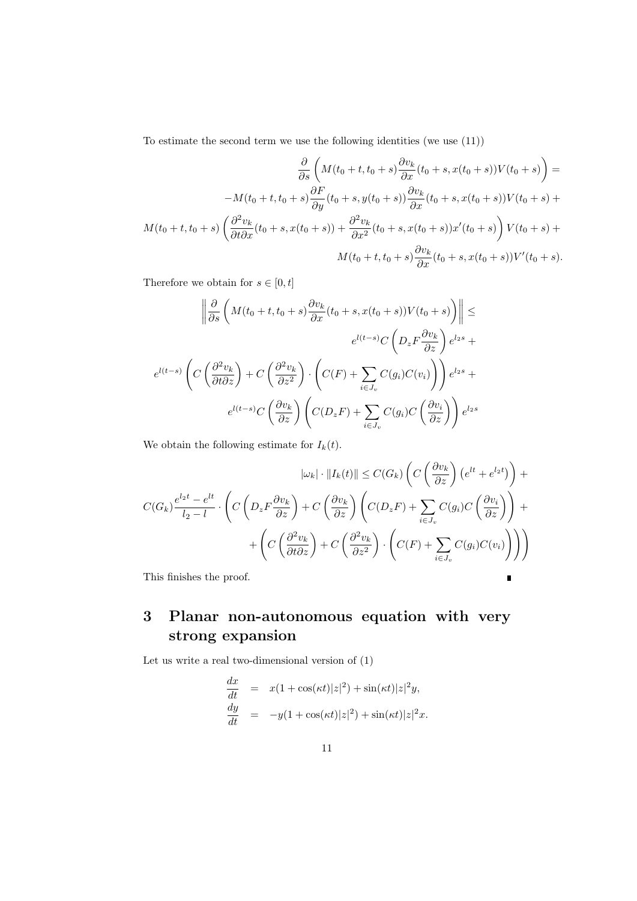To estimate the second term we use the following identities (we use (11))

$$
\begin{aligned}
&\frac{\partial}{\partial s}\left(M(t_0+t,t_0+s)\frac{\partial v_k}{\partial x}(t_0+s,x(t_0+s))V(t_0+s)\right) = \\
&-M(t_0+t,t_0+s)\frac{\partial F}{\partial y}(t_0+s,y(t_0+s))\frac{\partial v_k}{\partial x}(t_0+s,x(t_0+s))V(t_0+s) + \\
&M(t_0+t,t_0+s)\left(\frac{\partial^2 v_k}{\partial t \partial x}(t_0+s,x(t_0+s)) + \frac{\partial^2 v_k}{\partial x^2}(t_0+s,x(t_0+s))x'(t_0+s)\right)V(t_0+s) + \\
&M(t_0+t,t_0+s)\frac{\partial v_k}{\partial x}(t_0+s,x(t_0+s))V'(t_0+s).
\end{aligned}
$$

Therefore we obtain for $s \in [0,t]$

$$
\begin{aligned}
&\left\| \frac{\partial}{\partial s}\left(M(t_0+t,t_0+s)\frac{\partial v_k}{\partial x}(t_0+s,x(t_0+s))V(t_0+s)\right)\right\| \leq \\
&e^{l(t-s)} C\left(D_z F \frac{\partial v_k}{\partial z}\right) e^{l_2 s} + \\
&e^{l(t-s)}\left( C\left(\frac{\partial^2 v_k}{\partial t \partial z}\right) + C\left(\frac{\partial^2 v_k}{\partial z^2}\right)\cdot\left(C(F) + \sum_{i \in J_v} C(g_i)C(v_i)\right)\right) e^{l_2 s} + \\
&e^{l(t-s)} C\left(\frac{\partial v_k}{\partial z}\right)\left(C(D_z F) + \sum_{i\in J_v} C(g_i) C\left(\frac{\partial v_i}{\partial z}\right)\right) e^{l_2 s}
\end{aligned}
$$

We obtain the following estimate for $I_k(t)$.

$$
\begin{aligned}
&|\omega_k|\cdot\|I_k(t)\| \leq C(G_k)\left(C\left(\frac{\partial v_k}{\partial z}\right)\left(e^{lt}+e^{l_2 t}\right)\right) + \\
&C(G_k)\frac{e^{l_2 t}-e^{lt}}{l_2 - l}\cdot\left(C\left(D_z F\frac{\partial v_k}{\partial z}\right) + C\left(\frac{\partial v_k}{\partial z}\right)\left(C(D_z F) + \sum_{i\in J_v} C(g_i)C\left(\frac{\partial v_i}{\partial z}\right)\right) + \right. \\
&\left. + \left(C\left(\frac{\partial^2 v_k}{\partial t\partial z}\right) + C\left(\frac{\partial^2 v_k}{\partial z^2}\right)\cdot\left(C(F) + \sum_{i\in J_v} C(g_i)C(v_i)\right)\right)\right)
\end{aligned}
$$

This finishes the proof. ∎

# 3 Planar non-autonomous equation with very strong expansion

Let us write a real two-dimensional version of (1)

$$
\begin{aligned}
\frac{dx}{dt} &= x(1+\cos(\kappa t)|z|^2) + \sin(\kappa t)|z|^2 y, \\
\frac{dy}{dt} &= -y(1+\cos(\kappa t)|z|^2) + \sin(\kappa t)|z|^2 x.
\end{aligned}
$$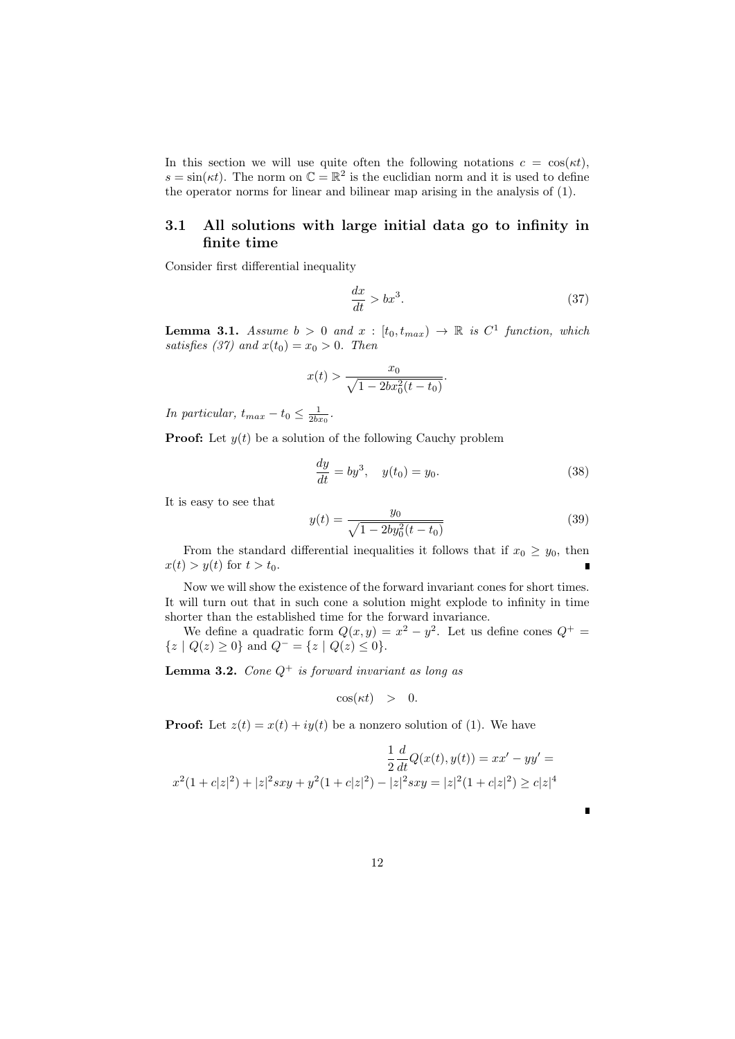In this section we will use quite often the following notations $c = \cos(\kappa t)$, $s = \sin(\kappa t)$. The norm on $\mathbb{C} = \mathbb{R}^2$ is the euclidian norm and it is used to define the operator norms for linear and bilinear map arising in the analysis of (1).

## 3.1 All solutions with large initial data go to infinity in finite time

Consider first differential inequality

$$\frac{dx}{dt} > bx^3. \tag{37}$$

**Lemma 3.1.** *Assume $b > 0$ and $x : [t_0, t_{max}) \to \mathbb{R}$ is $C^1$ function, which satisfies (37) and $x(t_0) = x_0 > 0$. Then*

$$x(t) > \frac{x_0}{\sqrt{1 - 2bx_0^2(t - t_0)}}.$$

*In particular, $t_{max} - t_0 \leq \frac{1}{2bx_0}$.*

**Proof:** Let $y(t)$ be a solution of the following Cauchy problem

$$\frac{dy}{dt} = by^3, \quad y(t_0) = y_0. \tag{38}$$

It is easy to see that

$$y(t) = \frac{y_0}{\sqrt{1 - 2by_0^2(t - t_0)}} \tag{39}$$

From the standard differential inequalities it follows that if $x_0 \geq y_0$, then $x(t) > y(t)$ for $t > t_0$. ∎

Now we will show the existence of the forward invariant cones for short times. It will turn out that in such cone a solution might explode to infinity in time shorter than the established time for the forward invariance.

We define a quadratic form $Q(x, y) = x^2 - y^2$. Let us define cones $Q^+ = \{z \mid Q(z) \geq 0\}$ and $Q^- = \{z \mid Q(z) \leq 0\}$.

**Lemma 3.2.** *Cone $Q^+$ is forward invariant as long as*

$$\cos(\kappa t) \quad > \quad 0.$$

**Proof:** Let $z(t) = x(t) + iy(t)$ be a nonzero solution of (1). We have

$$\frac{1}{2}\frac{d}{dt}Q(x(t), y(t)) = xx' - yy' =$$

$$x^2(1 + c|z|^2) + |z|^2 sxy + y^2(1 + c|z|^2) - |z|^2 sxy = |z|^2(1 + c|z|^2) \geq c|z|^4$$

∎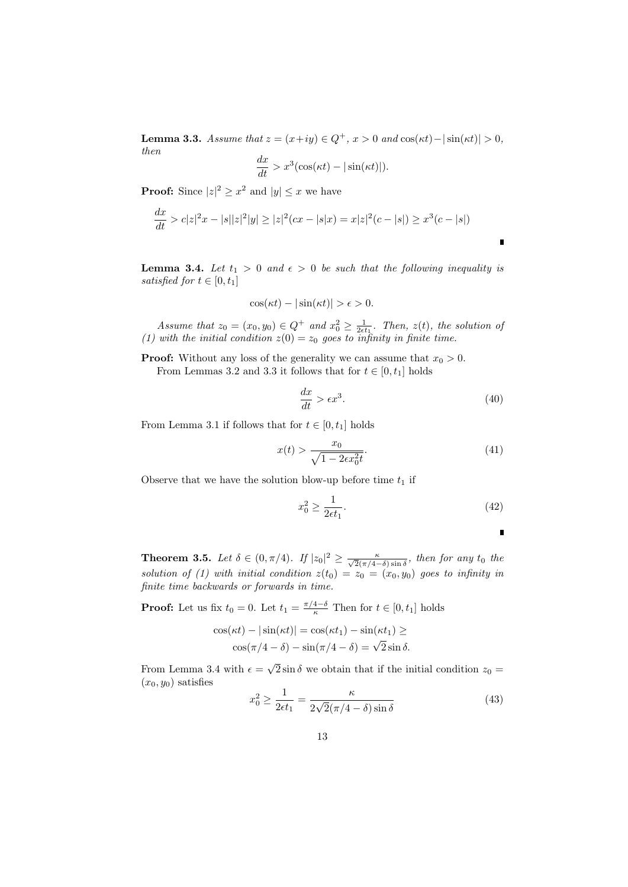**Lemma 3.3.** *Assume that $z = (x+iy) \in Q^+$, $x > 0$ and $\cos(\kappa t) - |\sin(\kappa t)| > 0$, then*

$$\frac{dx}{dt} > x^3(\cos(\kappa t) - |\sin(\kappa t)|).$$

**Proof:** Since $|z|^2 \geq x^2$ and $|y| \leq x$ we have

$$\frac{dx}{dt} > c|z|^2 x - |s||z|^2|y| \geq |z|^2(cx - |s|x) = x|z|^2(c - |s|) \geq x^3(c - |s|)$$

■

**Lemma 3.4.** *Let $t_1 > 0$ and $\epsilon > 0$ be such that the following inequality is satisfied for $t \in [0, t_1]$*

$$\cos(\kappa t) - |\sin(\kappa t)| > \epsilon > 0.$$

*Assume that $z_0 = (x_0, y_0) \in Q^+$ and $x_0^2 \geq \frac{1}{2\epsilon t_1}$. Then, $z(t)$, the solution of (1) with the initial condition $z(0) = z_0$ goes to infinity in finite time.*

**Proof:** Without any loss of the generality we can assume that $x_0 > 0$.

From Lemmas 3.2 and 3.3 it follows that for $t \in [0, t_1]$ holds

$$\frac{dx}{dt} > \epsilon x^3. \tag{40}$$

From Lemma 3.1 if follows that for $t \in [0, t_1]$ holds

$$x(t) > \frac{x_0}{\sqrt{1 - 2\epsilon x_0^2 t}}. \tag{41}$$

Observe that we have the solution blow-up before time $t_1$ if

$$x_0^2 \geq \frac{1}{2\epsilon t_1}. \tag{42}$$

■

**Theorem 3.5.** *Let $\delta \in (0, \pi/4)$. If $|z_0|^2 \geq \frac{\kappa}{\sqrt{2}(\pi/4-\delta)\sin\delta}$, then for any $t_0$ the solution of (1) with initial condition $z(t_0) = z_0 = (x_0, y_0)$ goes to infinity in finite time backwards or forwards in time.*

**Proof:** Let us fix $t_0 = 0$. Let $t_1 = \frac{\pi/4-\delta}{\kappa}$ Then for $t \in [0, t_1]$ holds

$$\cos(\kappa t) - |\sin(\kappa t)| = \cos(\kappa t_1) - \sin(\kappa t_1) \geq$$
$$\cos(\pi/4 - \delta) - \sin(\pi/4 - \delta) = \sqrt{2}\sin\delta.$$

From Lemma 3.4 with $\epsilon = \sqrt{2}\sin\delta$ we obtain that if the initial condition $z_0 = (x_0, y_0)$ satisfies

$$x_0^2 \geq \frac{1}{2\epsilon t_1} = \frac{\kappa}{2\sqrt{2}(\pi/4 - \delta)\sin\delta} \tag{43}$$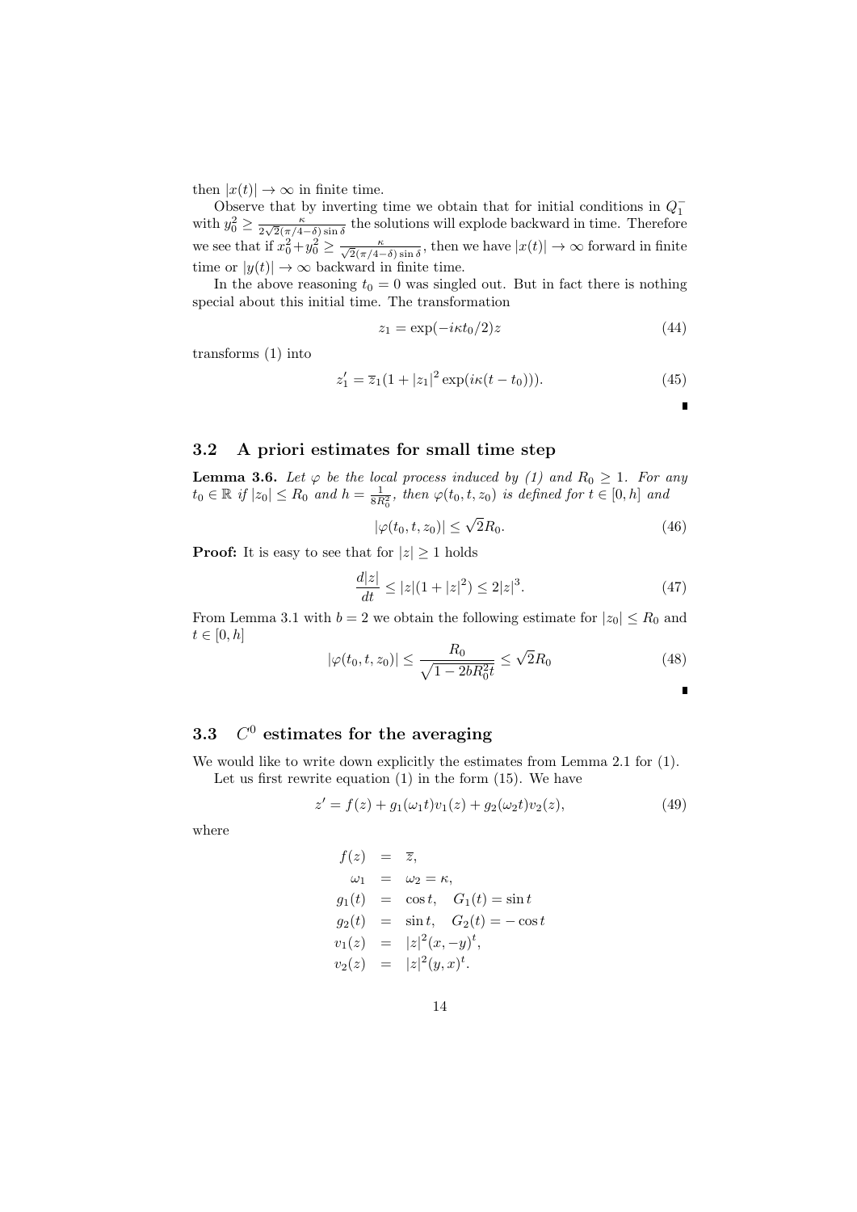then $|x(t)| \to \infty$ in finite time.

Observe that by inverting time we obtain that for initial conditions in $Q_1^-$ with $y_0^2 \geq \frac{\kappa}{2\sqrt{2}(\pi/4-\delta)\sin\delta}$ the solutions will explode backward in time. Therefore we see that if $x_0^2+y_0^2 \geq \frac{\kappa}{\sqrt{2}(\pi/4-\delta)\sin\delta}$, then we have $|x(t)| \to \infty$ forward in finite time or $|y(t)| \to \infty$ backward in finite time.

In the above reasoning $t_0 = 0$ was singled out. But in fact there is nothing special about this initial time. The transformation

$$z_1 = \exp(-i\kappa t_0/2)z \tag{44}$$

transforms (1) into

$$z_1' = \overline{z}_1(1 + |z_1|^2 \exp(i\kappa(t - t_0))). \tag{45}$$

■

## 3.2 A priori estimates for small time step

**Lemma 3.6.** *Let $\varphi$ be the local process induced by (1) and $R_0 \geq 1$. For any $t_0 \in \mathbb{R}$ if $|z_0| \leq R_0$ and $h = \frac{1}{8R_0^2}$, then $\varphi(t_0, t, z_0)$ is defined for $t \in [0, h]$ and*

$$|\varphi(t_0, t, z_0)| \leq \sqrt{2}R_0. \tag{46}$$

**Proof:** It is easy to see that for $|z| \geq 1$ holds

$$\frac{d|z|}{dt} \leq |z|(1 + |z|^2) \leq 2|z|^3. \tag{47}$$

From Lemma 3.1 with $b = 2$ we obtain the following estimate for $|z_0| \leq R_0$ and $t \in [0, h]$

$$|\varphi(t_0, t, z_0)| \leq \frac{R_0}{\sqrt{1 - 2bR_0^2 t}} \leq \sqrt{2}R_0 \tag{48}$$

■

## 3.3 $C^0$ estimates for the averaging

We would like to write down explicitly the estimates from Lemma 2.1 for (1).

Let us first rewrite equation (1) in the form (15). We have

$$z' = f(z) + g_1(\omega_1 t)v_1(z) + g_2(\omega_2 t)v_2(z), \tag{49}$$

where

$$\begin{aligned}
f(z) &= \overline{z}, \\
\omega_1 &= \omega_2 = \kappa, \\
g_1(t) &= \cos t, \quad G_1(t) = \sin t \\
g_2(t) &= \sin t, \quad G_2(t) = -\cos t \\
v_1(z) &= |z|^2(x, -y)^t, \\
v_2(z) &= |z|^2(y, x)^t.
\end{aligned}$$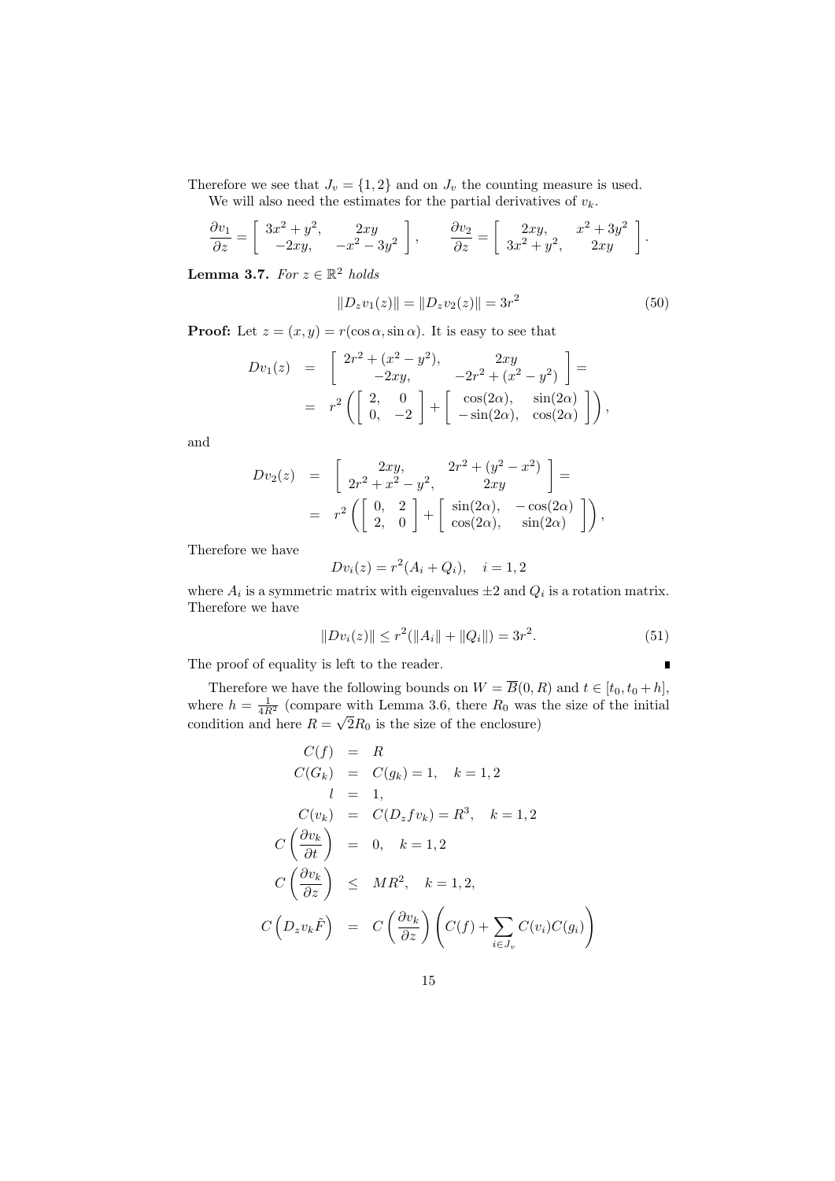Therefore we see that $J_v = \{1, 2\}$ and on $J_v$ the counting measure is used.

We will also need the estimates for the partial derivatives of $v_k$.

$$\frac{\partial v_1}{\partial z} = \begin{bmatrix} 3x^2 + y^2, & 2xy \\ -2xy, & -x^2 - 3y^2 \end{bmatrix}, \qquad \frac{\partial v_2}{\partial z} = \begin{bmatrix} 2xy, & x^2 + 3y^2 \\ 3x^2 + y^2, & 2xy \end{bmatrix}.$$

**Lemma 3.7.** *For $z \in \mathbb{R}^2$ holds*

$$\|D_z v_1(z)\| = \|D_z v_2(z)\| = 3r^2 \tag{50}$$

**Proof:** Let $z = (x, y) = r(\cos\alpha, \sin\alpha)$. It is easy to see that

$$\begin{aligned} Dv_1(z) &= \begin{bmatrix} 2r^2 + (x^2 - y^2), & 2xy \\ -2xy, & -2r^2 + (x^2 - y^2) \end{bmatrix} = \\ &= r^2 \left( \begin{bmatrix} 2, & 0 \\ 0, & -2 \end{bmatrix} + \begin{bmatrix} \cos(2\alpha), & \sin(2\alpha) \\ -\sin(2\alpha), & \cos(2\alpha) \end{bmatrix} \right), \end{aligned}$$

and

$$\begin{aligned} Dv_2(z) &= \begin{bmatrix} 2xy, & 2r^2 + (y^2 - x^2) \\ 2r^2 + x^2 - y^2, & 2xy \end{bmatrix} = \\ &= r^2 \left( \begin{bmatrix} 0, & 2 \\ 2, & 0 \end{bmatrix} + \begin{bmatrix} \sin(2\alpha), & -\cos(2\alpha) \\ \cos(2\alpha), & \sin(2\alpha) \end{bmatrix} \right), \end{aligned}$$

Therefore we have

$$Dv_i(z) = r^2(A_i + Q_i), \quad i = 1, 2$$

where $A_i$ is a symmetric matrix with eigenvalues $\pm 2$ and $Q_i$ is a rotation matrix. Therefore we have

$$\|Dv_i(z)\| \leq r^2(\|A_i\| + \|Q_i\|) = 3r^2. \tag{51}$$

The proof of equality is left to the reader. ∎

Therefore we have the following bounds on $W = \overline{B}(0, R)$ and $t \in [t_0, t_0 + h]$, where $h = \frac{1}{4R^2}$ (compare with Lemma 3.6, there $R_0$ was the size of the initial condition and here $R = \sqrt{2}R_0$ is the size of the enclosure)

$$\begin{aligned} C(f) &= R \\ C(G_k) &= C(g_k) = 1, \quad k = 1, 2 \\ l &= 1, \\ C(v_k) &= C(D_z f v_k) = R^3, \quad k = 1, 2 \\ C\left(\frac{\partial v_k}{\partial t}\right) &= 0, \quad k = 1, 2 \\ C\left(\frac{\partial v_k}{\partial z}\right) &\leq MR^2, \quad k = 1, 2, \\ C\left(D_z v_k \tilde{F}\right) &= C\left(\frac{\partial v_k}{\partial z}\right)\left(C(f) + \sum_{i \in J_v} C(v_i) C(g_i)\right) \end{aligned}$$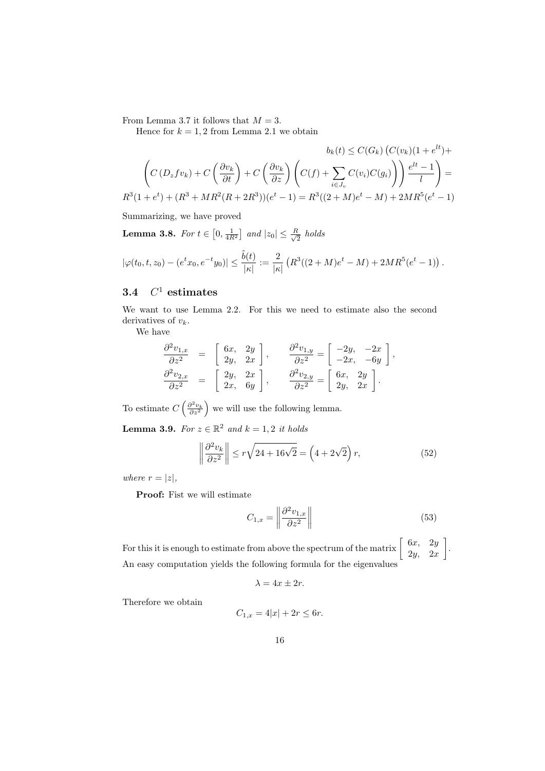From Lemma 3.7 it follows that $M = 3$.

Hence for $k = 1, 2$ from Lemma 2.1 we obtain

$$
\begin{aligned}
& b_k(t) \leq C(G_k)\left(C(v_k)(1+e^{lt}) + \right. \\
& \left. \left(C\left(D_z f v_k\right) + C\left(\frac{\partial v_k}{\partial t}\right) + C\left(\frac{\partial v_k}{\partial z}\right)\left(C(f) + \sum_{i \in J_v} C(v_i) C(g_i)\right)\right)\frac{e^{lt}-1}{l}\right) = \\
& R^3(1+e^t) + (R^3 + MR^2(R+2R^3))(e^t - 1) = R^3((2+M)e^t - M) + 2MR^5(e^t - 1)
\end{aligned}
$$

Summarizing, we have proved

**Lemma 3.8.** *For $t \in \left[0, \frac{1}{4R^2}\right]$ and $|z_0| \leq \frac{R}{\sqrt{2}}$ holds*

$$
|\varphi(t_0, t, z_0) - (e^t x_0, e^{-t} y_0)| \leq \frac{\tilde{b}(t)}{|\kappa|} := \frac{2}{|\kappa|}\left(R^3((2+M)e^t - M) + 2MR^5(e^t - 1)\right).
$$

### 3.4 $C^1$ estimates

We want to use Lemma 2.2. For this we need to estimate also the second derivatives of $v_k$.

We have

$$
\begin{aligned}
\frac{\partial^2 v_{1,x}}{\partial z^2} &= \begin{bmatrix} 6x, & 2y \\ 2y, & 2x \end{bmatrix}, \qquad \frac{\partial^2 v_{1,y}}{\partial z^2} = \begin{bmatrix} -2y, & -2x \\ -2x, & -6y \end{bmatrix}, \\
\frac{\partial^2 v_{2,x}}{\partial z^2} &= \begin{bmatrix} 2y, & 2x \\ 2x, & 6y \end{bmatrix}, \qquad \frac{\partial^2 v_{2,y}}{\partial z^2} = \begin{bmatrix} 6x, & 2y \\ 2y, & 2x \end{bmatrix}.
\end{aligned}
$$

To estimate $C\left(\frac{\partial^2 v_k}{\partial z^2}\right)$ we will use the following lemma.

**Lemma 3.9.** *For $z \in \mathbb{R}^2$ and $k = 1, 2$ it holds*

$$
\left\| \frac{\partial^2 v_k}{\partial z^2} \right\| \leq r\sqrt{24 + 16\sqrt{2}} = \left(4 + 2\sqrt{2}\right) r, \tag{52}
$$

*where $r = |z|$,*

**Proof:** Fist we will estimate

$$
C_{1,x} = \left\| \frac{\partial^2 v_{1,x}}{\partial z^2} \right\| \tag{53}
$$

For this it is enough to estimate from above the spectrum of the matrix $\begin{bmatrix} 6x, & 2y \\ 2y, & 2x \end{bmatrix}$. An easy computation yields the following formula for the eigenvalues

$$
\lambda = 4x \pm 2r.
$$

Therefore we obtain

$$
C_{1,x} = 4|x| + 2r \leq 6r.
$$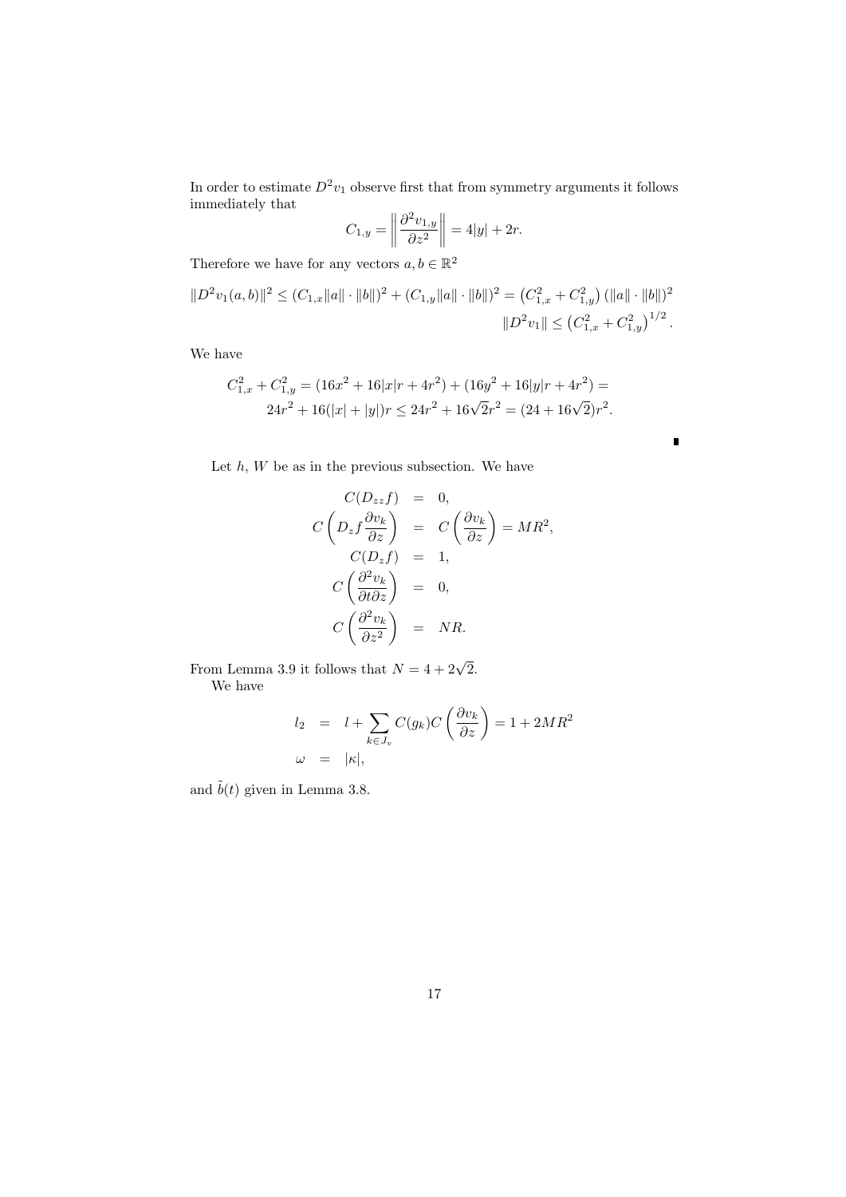In order to estimate $D^2 v_1$ observe first that from symmetry arguments it follows immediately that

$$C_{1,y} = \left\| \frac{\partial^2 v_{1,y}}{\partial z^2} \right\| = 4|y| + 2r.$$

Therefore we have for any vectors $a, b \in \mathbb{R}^2$

$$\|D^2 v_1(a,b)\|^2 \leq (C_{1,x}\|a\| \cdot \|b\|)^2 + (C_{1,y}\|a\| \cdot \|b\|)^2 = \left(C_{1,x}^2 + C_{1,y}^2\right)(\|a\| \cdot \|b\|)^2$$

$$\|D^2 v_1\| \leq \left(C_{1,x}^2 + C_{1,y}^2\right)^{1/2}.$$

We have

$$C_{1,x}^2 + C_{1,y}^2 = (16x^2 + 16|x|r + 4r^2) + (16y^2 + 16|y|r + 4r^2) =$$
$$24r^2 + 16(|x| + |y|)r \leq 24r^2 + 16\sqrt{2}r^2 = (24 + 16\sqrt{2})r^2.$$

∎

Let $h$, $W$ be as in the previous subsection. We have

$$\begin{aligned}
C(D_{zz}f) &= 0, \\
C\left(D_z f \frac{\partial v_k}{\partial z}\right) &= C\left(\frac{\partial v_k}{\partial z}\right) = MR^2, \\
C(D_z f) &= 1, \\
C\left(\frac{\partial^2 v_k}{\partial t \partial z}\right) &= 0, \\
C\left(\frac{\partial^2 v_k}{\partial z^2}\right) &= NR.
\end{aligned}$$

From Lemma 3.9 it follows that $N = 4 + 2\sqrt{2}$.

We have

$$\begin{aligned}
l_2 &= l + \sum_{k \in J_v} C(g_k) C\left(\frac{\partial v_k}{\partial z}\right) = 1 + 2MR^2 \\
\omega &= |\kappa|,
\end{aligned}$$

and $\tilde{b}(t)$ given in Lemma 3.8.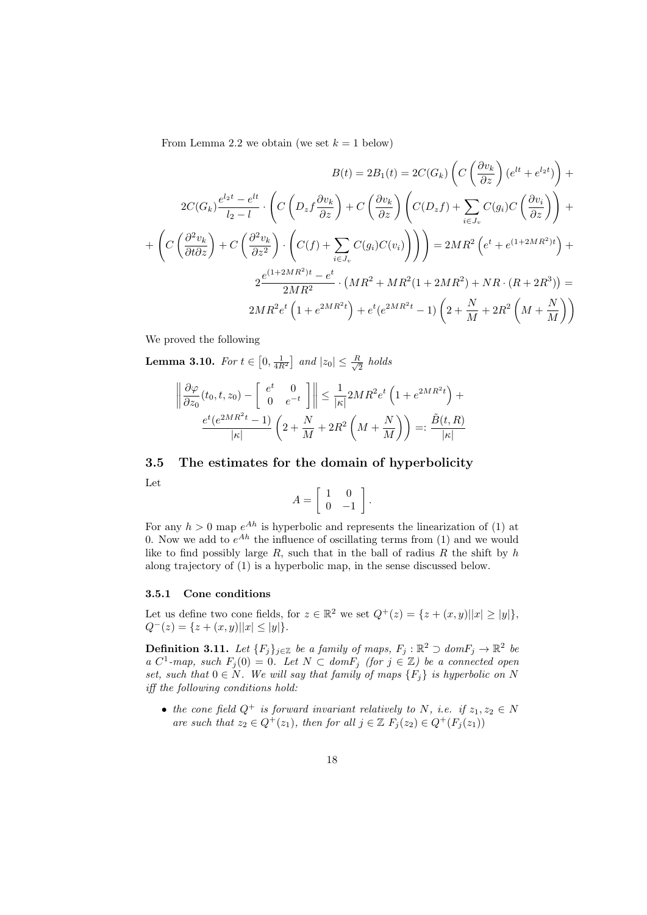From Lemma 2.2 we obtain (we set $k = 1$ below)

$$
\begin{aligned}
B(t) = 2B_1(t) = 2C(G_k)\left(C\left(\frac{\partial v_k}{\partial z}\right)(e^{lt}+e^{l_2 t})\right) + \\
2C(G_k)\frac{e^{l_2 t}-e^{lt}}{l_2-l}\cdot\left(C\left(D_z f\frac{\partial v_k}{\partial z}\right)+C\left(\frac{\partial v_k}{\partial z}\right)\left(C(D_z f)+\sum_{i\in J_v}C(g_i)C\left(\frac{\partial v_i}{\partial z}\right)\right)+\right. \\
\left.+\left(C\left(\frac{\partial^2 v_k}{\partial t\partial z}\right)+C\left(\frac{\partial^2 v_k}{\partial z^2}\right)\cdot\left(C(f)+\sum_{i\in J_v}C(g_i)C(v_i)\right)\right)\right) = 2MR^2\left(e^t+e^{(1+2MR^2)t}\right)+ \\
2\frac{e^{(1+2MR^2)t}-e^t}{2MR^2}\cdot\left(MR^2+MR^2(1+2MR^2)+NR\cdot(R+2R^3)\right) = \\
2MR^2e^t\left(1+e^{2MR^2t}\right)+e^t(e^{2MR^2t}-1)\left(2+\frac{N}{M}+2R^2\left(M+\frac{N}{M}\right)\right)
\end{aligned}
$$

We proved the following

**Lemma 3.10.** *For $t \in \left[0, \frac{1}{4R^2}\right]$ and $|z_0| \leq \frac{R}{\sqrt{2}}$ holds*

$$
\begin{aligned}
\left\|\frac{\partial\varphi}{\partial z_0}(t_0,t,z_0)-\begin{bmatrix} e^t & 0 \\ 0 & e^{-t}\end{bmatrix}\right\| \leq \frac{1}{|\kappa|}2MR^2e^t\left(1+e^{2MR^2t}\right)+ \\
\frac{e^t(e^{2MR^2t}-1)}{|\kappa|}\left(2+\frac{N}{M}+2R^2\left(M+\frac{N}{M}\right)\right) =: \frac{\tilde{B}(t,R)}{|\kappa|}
\end{aligned}
$$

## 3.5 The estimates for the domain of hyperbolicity

Let

$$
A = \begin{bmatrix} 1 & 0 \\ 0 & -1 \end{bmatrix}.
$$

For any $h > 0$ map $e^{Ah}$ is hyperbolic and represents the linearization of (1) at 0. Now we add to $e^{Ah}$ the influence of oscillating terms from (1) and we would like to find possibly large $R$, such that in the ball of radius $R$ the shift by $h$ along trajectory of (1) is a hyperbolic map, in the sense discussed below.

### 3.5.1 Cone conditions

Let us define two cone fields, for $z \in \mathbb{R}^2$ we set $Q^+(z) = \{z + (x,y) | |x| \geq |y|\}$, $Q^-(z) = \{z + (x,y) | |x| \leq |y|\}$.

**Definition 3.11.** *Let $\{F_j\}_{j\in\mathbb{Z}}$ be a family of maps, $F_j : \mathbb{R}^2 \supset domF_j \to \mathbb{R}^2$ be a $C^1$-map, such $F_j(0) = 0$. Let $N \subset domF_j$ (for $j \in \mathbb{Z}$) be a connected open set, such that $0 \in N$. We will say that family of maps $\{F_j\}$ is hyperbolic on $N$ iff the following conditions hold:*

- *the cone field $Q^+$ is forward invariant relatively to $N$, i.e. if $z_1, z_2 \in N$ are such that $z_2 \in Q^+(z_1)$, then for all $j \in \mathbb{Z}$ $F_j(z_2) \in Q^+(F_j(z_1))$*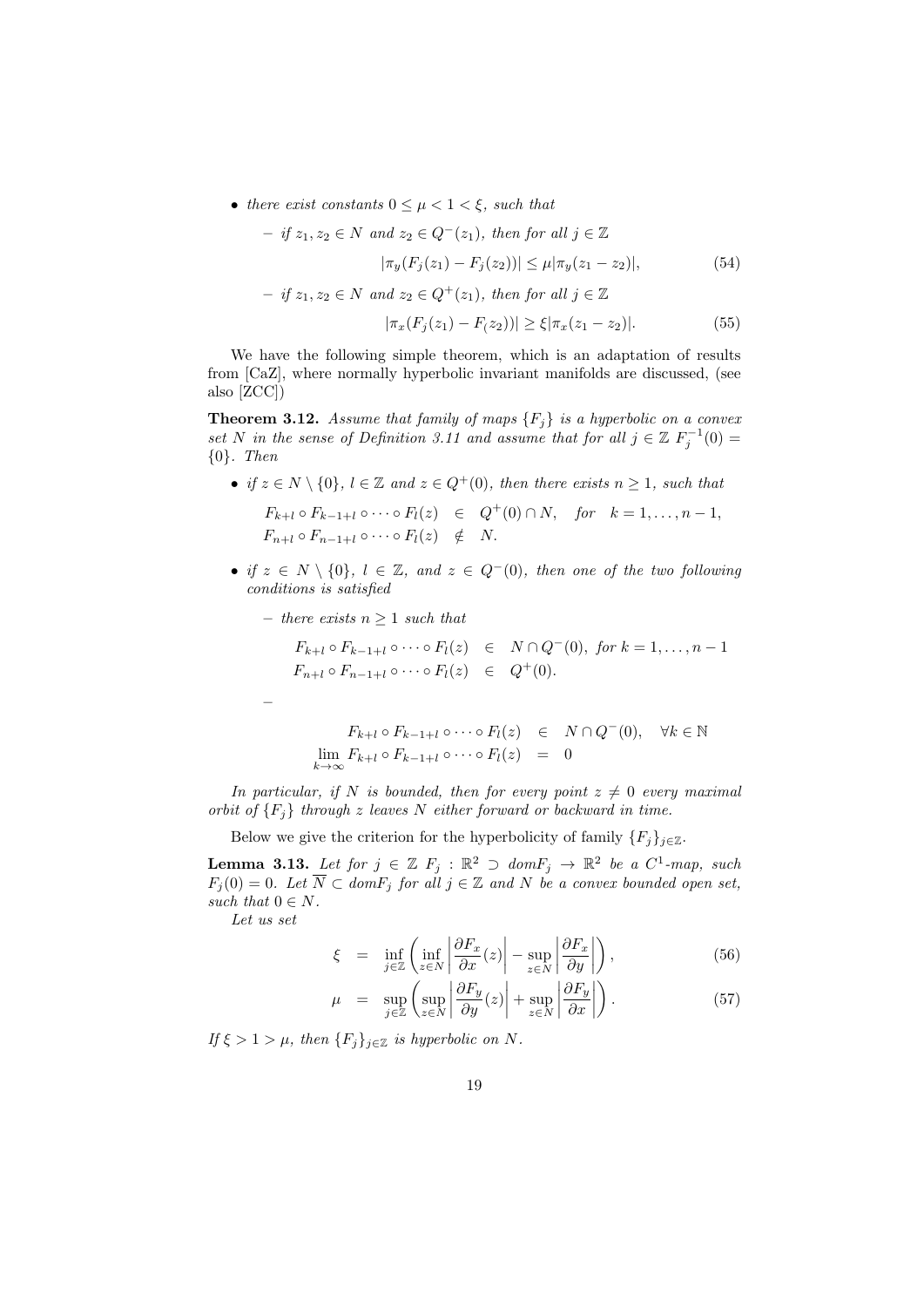- *there exist constants* $0 \leq \mu < 1 < \xi$*, such that*
  - *if* $z_1, z_2 \in N$ *and* $z_2 \in Q^-(z_1)$*, then for all* $j \in \mathbb{Z}$
  $$|\pi_y(F_j(z_1) - F_j(z_2))| \leq \mu |\pi_y(z_1 - z_2)|, \tag{54}$$
  - *if* $z_1, z_2 \in N$ *and* $z_2 \in Q^+(z_1)$*, then for all* $j \in \mathbb{Z}$
  $$|\pi_x(F_j(z_1) - F_(z_2))| \geq \xi |\pi_x(z_1 - z_2)|. \tag{55}$$

We have the following simple theorem, which is an adaptation of results from [CaZ], where normally hyperbolic invariant manifolds are discussed, (see also [ZCC])

**Theorem 3.12.** *Assume that family of maps* $\{F_j\}$ *is a hyperbolic on a convex set* $N$ *in the sense of Definition 3.11 and assume that for all* $j \in \mathbb{Z}$ $F_j^{-1}(0) = \{0\}$*. Then*

- *if* $z \in N \setminus \{0\}$*,* $l \in \mathbb{Z}$ *and* $z \in Q^+(0)$*, then there exists* $n \geq 1$*, such that*
$$\begin{array}{rcl} F_{k+l} \circ F_{k-1+l} \circ \cdots \circ F_l(z) & \in & Q^+(0) \cap N, \quad for \quad k = 1, \ldots, n-1, \\ F_{n+l} \circ F_{n-1+l} \circ \cdots \circ F_l(z) & \notin & N. \end{array}$$

- *if* $z \in N \setminus \{0\}$*,* $l \in \mathbb{Z}$*, and* $z \in Q^-(0)$*, then one of the two following conditions is satisfied*
  - *there exists* $n \geq 1$ *such that*
  $$\begin{array}{rcl} F_{k+l} \circ F_{k-1+l} \circ \cdots \circ F_l(z) & \in & N \cap Q^-(0), \ for \ k = 1, \ldots, n-1 \\ F_{n+l} \circ F_{n-1+l} \circ \cdots \circ F_l(z) & \in & Q^+(0). \end{array}$$
  -
  $$\begin{array}{rcl} F_{k+l} \circ F_{k-1+l} \circ \cdots \circ F_l(z) & \in & N \cap Q^-(0), \quad \forall k \in \mathbb{N} \\ \lim_{k \to \infty} F_{k+l} \circ F_{k-1+l} \circ \cdots \circ F_l(z) & = & 0 \end{array}$$

*In particular, if* $N$ *is bounded, then for every point* $z \neq 0$ *every maximal orbit of* $\{F_j\}$ *through* $z$ *leaves* $N$ *either forward or backward in time.*

Below we give the criterion for the hyperbolicity of family $\{F_j\}_{j \in \mathbb{Z}}$.

**Lemma 3.13.** *Let for* $j \in \mathbb{Z}$ $F_j : \mathbb{R}^2 \supset domF_j \to \mathbb{R}^2$ *be a* $C^1$*-map, such* $F_j(0) = 0$*. Let* $\overline{N} \subset domF_j$ *for all* $j \in \mathbb{Z}$ *and* $N$ *be a convex bounded open set, such that* $0 \in N$*.*

*Let us set*

$$\xi = \inf_{j \in \mathbb{Z}} \left( \inf_{z \in N} \left| \frac{\partial F_x}{\partial x}(z) \right| - \sup_{z \in N} \left| \frac{\partial F_x}{\partial y} \right| \right), \tag{56}$$

$$\mu = \sup_{j \in \mathbb{Z}} \left( \sup_{z \in N} \left| \frac{\partial F_y}{\partial y}(z) \right| + \sup_{z \in N} \left| \frac{\partial F_y}{\partial x} \right| \right). \tag{57}$$

*If* $\xi > 1 > \mu$*, then* $\{F_j\}_{j \in \mathbb{Z}}$ *is hyperbolic on* $N$*.*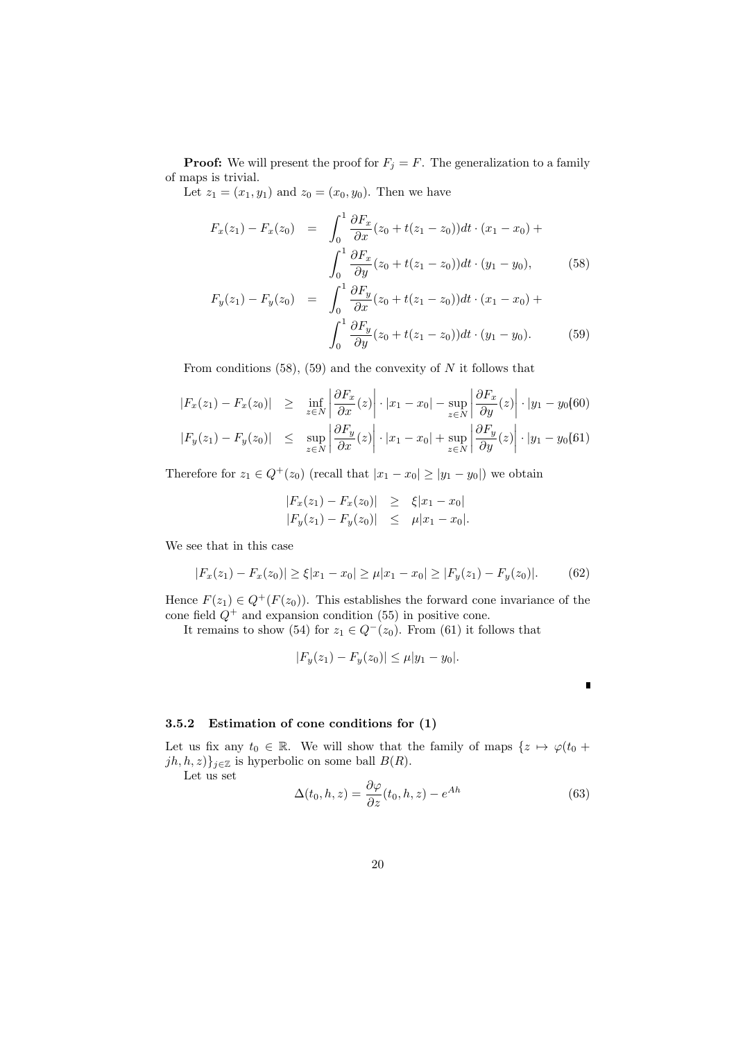**Proof:** We will present the proof for $F_j = F$. The generalization to a family of maps is trivial.

Let $z_1 = (x_1, y_1)$ and $z_0 = (x_0, y_0)$. Then we have

$$
\begin{aligned}
F_x(z_1) - F_x(z_0) &= \int_0^1 \frac{\partial F_x}{\partial x}(z_0 + t(z_1 - z_0))dt \cdot (x_1 - x_0) + \\
&\quad \int_0^1 \frac{\partial F_x}{\partial y}(z_0 + t(z_1 - z_0))dt \cdot (y_1 - y_0), \qquad (58)\\
F_y(z_1) - F_y(z_0) &= \int_0^1 \frac{\partial F_y}{\partial x}(z_0 + t(z_1 - z_0))dt \cdot (x_1 - x_0) + \\
&\quad \int_0^1 \frac{\partial F_y}{\partial y}(z_0 + t(z_1 - z_0))dt \cdot (y_1 - y_0). \qquad (59)
\end{aligned}
$$

From conditions (58), (59) and the convexity of $N$ it follows that

$$
|F_x(z_1) - F_x(z_0)| \geq \inf_{z \in N} \left| \frac{\partial F_x}{\partial x}(z) \right| \cdot |x_1 - x_0| - \sup_{z \in N} \left| \frac{\partial F_x}{\partial y}(z) \right| \cdot |y_1 - y_0| \qquad (60)
$$

$$
|F_y(z_1) - F_y(z_0)| \leq \sup_{z \in N} \left| \frac{\partial F_y}{\partial x}(z) \right| \cdot |x_1 - x_0| + \sup_{z \in N} \left| \frac{\partial F_y}{\partial y}(z) \right| \cdot |y_1 - y_0| \qquad (61)
$$

Therefore for $z_1 \in Q^+(z_0)$ (recall that $|x_1 - x_0| \geq |y_1 - y_0|$) we obtain

$$
\begin{aligned}
|F_x(z_1) - F_x(z_0)| &\geq \xi |x_1 - x_0| \\
|F_y(z_1) - F_y(z_0)| &\leq \mu |x_1 - x_0|.
\end{aligned}
$$

We see that in this case

$$
|F_x(z_1) - F_x(z_0)| \geq \xi |x_1 - x_0| \geq \mu |x_1 - x_0| \geq |F_y(z_1) - F_y(z_0)|. \qquad (62)
$$

Hence $F(z_1) \in Q^+(F(z_0))$. This establishes the forward cone invariance of the cone field $Q^+$ and expansion condition (55) in positive cone.

It remains to show (54) for $z_1 \in Q^-(z_0)$. From (61) it follows that

$$
|F_y(z_1) - F_y(z_0)| \leq \mu |y_1 - y_0|.
$$

∎

### 3.5.2 Estimation of cone conditions for (1)

Let us fix any $t_0 \in \mathbb{R}$. We will show that the family of maps $\{z \mapsto \varphi(t_0 + jh, h, z)\}_{j \in \mathbb{Z}}$ is hyperbolic on some ball $B(R)$.

Let us set

$$
\Delta(t_0, h, z) = \frac{\partial \varphi}{\partial z}(t_0, h, z) - e^{Ah} \qquad (63)
$$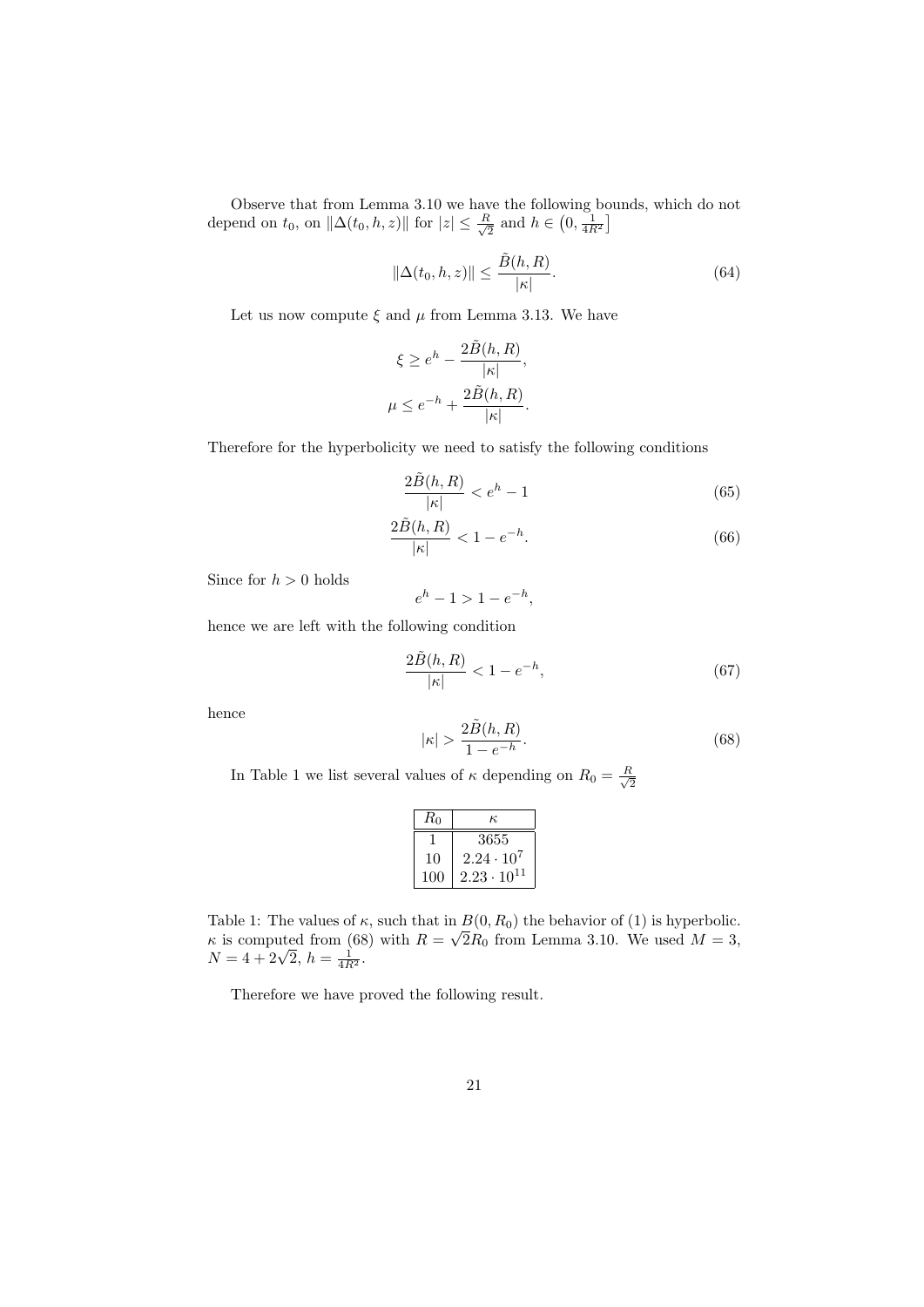Observe that from Lemma 3.10 we have the following bounds, which do not depend on $t_0$, on $\|\Delta(t_0,h,z)\|$ for $|z| \le \frac{R}{\sqrt{2}}$ and $h \in \left(0, \frac{1}{4R^2}\right]$

$$
\|\Delta(t_0,h,z)\| \le \frac{\tilde{B}(h,R)}{|\kappa|}. \tag{64}
$$

Let us now compute $\xi$ and $\mu$ from Lemma 3.13. We have

$$
\xi \ge e^h - \frac{2\tilde{B}(h,R)}{|\kappa|},
$$

$$
\mu \le e^{-h} + \frac{2\tilde{B}(h,R)}{|\kappa|}.
$$

Therefore for the hyperbolicity we need to satisfy the following conditions

$$
\frac{2\tilde{B}(h,R)}{|\kappa|} < e^h - 1 \tag{65}
$$

$$
\frac{2\tilde{B}(h,R)}{|\kappa|} < 1 - e^{-h}. \tag{66}
$$

Since for $h > 0$ holds

$$
e^h - 1 > 1 - e^{-h},
$$

hence we are left with the following condition

$$
\frac{2\tilde{B}(h,R)}{|\kappa|} < 1 - e^{-h}, \tag{67}
$$

hence

$$
|\kappa| > \frac{2\tilde{B}(h,R)}{1 - e^{-h}}. \tag{68}
$$

In Table 1 we list several values of $\kappa$ depending on $R_0 = \frac{R}{\sqrt{2}}$

| $R_0$ | $\kappa$ |
|---|---|
| 1 | 3655 |
| 10 | $2.24 \cdot 10^7$ |
| 100 | $2.23 \cdot 10^{11}$ |

Table 1: The values of $\kappa$, such that in $B(0,R_0)$ the behavior of (1) is hyperbolic. $\kappa$ is computed from (68) with $R = \sqrt{2}R_0$ from Lemma 3.10. We used $M = 3$, $N = 4 + 2\sqrt{2}$, $h = \frac{1}{4R^2}$.

Therefore we have proved the following result.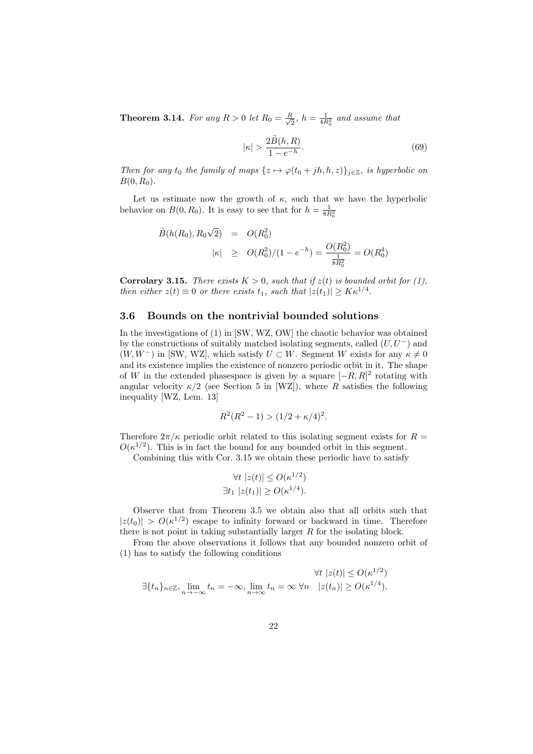**Theorem 3.14.** *For any $R > 0$ let $R_0 = \frac{R}{\sqrt{2}}$, $h = \frac{1}{4R_0^2}$ and assume that*

$$|\kappa| > \frac{2\tilde{B}(h,R)}{1-e^{-h}}. \tag{69}$$

*Then for any $t_0$ the family of maps $\{z \mapsto \varphi(t_0 + jh, h, z)\}_{j\in\mathbb{Z}}$, is hyperbolic on $B(0,R_0)$.*

Let us estimate now the growth of $\kappa$, such that we have the hyperbolic behavior on $B(0,R_0)$. It is easy to see that for $h = \frac{1}{8R_0^2}$

$$\begin{aligned}
\tilde{B}(h(R_0), R_0\sqrt{2}) &= O(R_0^2) \\
|\kappa| &\geq O(R_0^2)/(1-e^{-h}) = \frac{O(R_0^2)}{\frac{1}{8R_0^2}} = O(R_0^4)
\end{aligned}$$

**Corrolary 3.15.** *There exists $K > 0$, such that if $z(t)$ is bounded orbit for (1), then either $z(t) \equiv 0$ or there exists $t_1$, such that $|z(t_1)| \geq K\kappa^{1/4}$.*

## 3.6 Bounds on the nontrivial bounded solutions

In the investigations of (1) in [SW, WZ, OW] the chaotic behavior was obtained by the constructions of suitably matched isolating segments, called $(U, U^-)$ and $(W, W^-)$ in [SW, WZ], which satisfy $U \subset W$. Segment $W$ exists for any $\kappa \neq 0$ and its existence implies the existence of nonzero periodic orbit in it. The shape of $W$ in the extended phasespace is given by a square $[-R,R]^2$ rotating with angular velocity $\kappa/2$ (see Section 5 in [WZ]), where $R$ satisfies the following inequality [WZ, Lem. 13]

$$R^2(R^2-1) > (1/2 + \kappa/4)^2.$$

Therefore $2\pi/\kappa$ periodic orbit related to this isolating segment exists for $R = O(\kappa^{1/2})$. This is in fact the bound for any bounded orbit in this segment.

Combining this with Cor. 3.15 we obtain these periodic have to satisfy

$$\begin{aligned}
\forall t \ |z(t)| &\leq O(\kappa^{1/2}) \\
\exists t_1 \ |z(t_1)| &\geq O(\kappa^{1/4}).
\end{aligned}$$

Observe that from Theorem 3.5 we obtain also that all orbits such that $|z(t_0)| > O(\kappa^{1/2})$ escape to infinity forward or backward in time. Therefore there is not point in taking substantially larger $R$ for the isolating block.

From the above observations it follows that any bounded nonzero orbit of (1) has to satisfy the following conditions

$$\begin{aligned}
&\forall t \ |z(t)| \leq O(\kappa^{1/2}) \\
\exists \{t_n\}_{n\in\mathbb{Z}}, \lim_{n\to-\infty} t_n = -\infty, \lim_{n\to\infty} t_n = \infty \ \forall n \quad &|z(t_n)| \geq O(\kappa^{1/4}).
\end{aligned}$$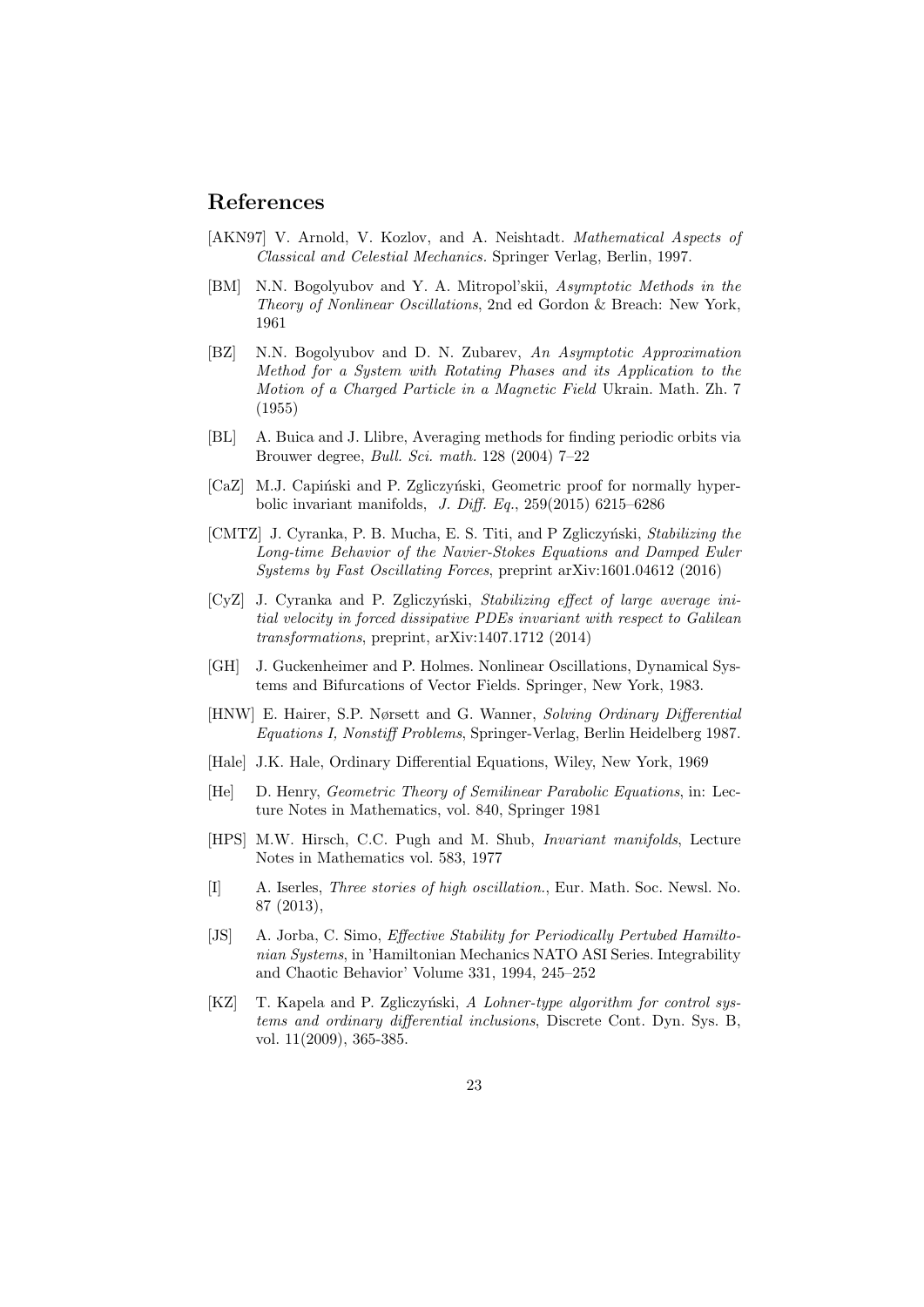## References

[AKN97] V. Arnold, V. Kozlov, and A. Neishtadt. *Mathematical Aspects of Classical and Celestial Mechanics.* Springer Verlag, Berlin, 1997.

[BM] N.N. Bogolyubov and Y. A. Mitropol'skii, *Asymptotic Methods in the Theory of Nonlinear Oscillations*, 2nd ed Gordon & Breach: New York, 1961

[BZ] N.N. Bogolyubov and D. N. Zubarev, *An Asymptotic Approximation Method for a System with Rotating Phases and its Application to the Motion of a Charged Particle in a Magnetic Field* Ukrain. Math. Zh. 7 (1955)

[BL] A. Buica and J. Llibre, Averaging methods for finding periodic orbits via Brouwer degree, *Bull. Sci. math.* 128 (2004) 7–22

[CaZ] M.J. Capiński and P. Zgliczyński, Geometric proof for normally hyperbolic invariant manifolds, *J. Diff. Eq.*, 259(2015) 6215–6286

[CMTZ] J. Cyranka, P. B. Mucha, E. S. Titi, and P Zgliczyński, *Stabilizing the Long-time Behavior of the Navier-Stokes Equations and Damped Euler Systems by Fast Oscillating Forces*, preprint arXiv:1601.04612 (2016)

[CyZ] J. Cyranka and P. Zgliczyński, *Stabilizing effect of large average initial velocity in forced dissipative PDEs invariant with respect to Galilean transformations*, preprint, arXiv:1407.1712 (2014)

[GH] J. Guckenheimer and P. Holmes. Nonlinear Oscillations, Dynamical Systems and Bifurcations of Vector Fields. Springer, New York, 1983.

[HNW] E. Hairer, S.P. Nørsett and G. Wanner, *Solving Ordinary Differential Equations I, Nonstiff Problems*, Springer-Verlag, Berlin Heidelberg 1987.

[Hale] J.K. Hale, Ordinary Differential Equations, Wiley, New York, 1969

[He] D. Henry, *Geometric Theory of Semilinear Parabolic Equations*, in: Lecture Notes in Mathematics, vol. 840, Springer 1981

[HPS] M.W. Hirsch, C.C. Pugh and M. Shub, *Invariant manifolds*, Lecture Notes in Mathematics vol. 583, 1977

[I] A. Iserles, *Three stories of high oscillation.*, Eur. Math. Soc. Newsl. No. 87 (2013),

[JS] A. Jorba, C. Simo, *Effective Stability for Periodically Pertubed Hamiltonian Systems*, in 'Hamiltonian Mechanics NATO ASI Series. Integrability and Chaotic Behavior' Volume 331, 1994, 245–252

[KZ] T. Kapela and P. Zgliczyński, *A Lohner-type algorithm for control systems and ordinary differential inclusions*, Discrete Cont. Dyn. Sys. B, vol. 11(2009), 365-385.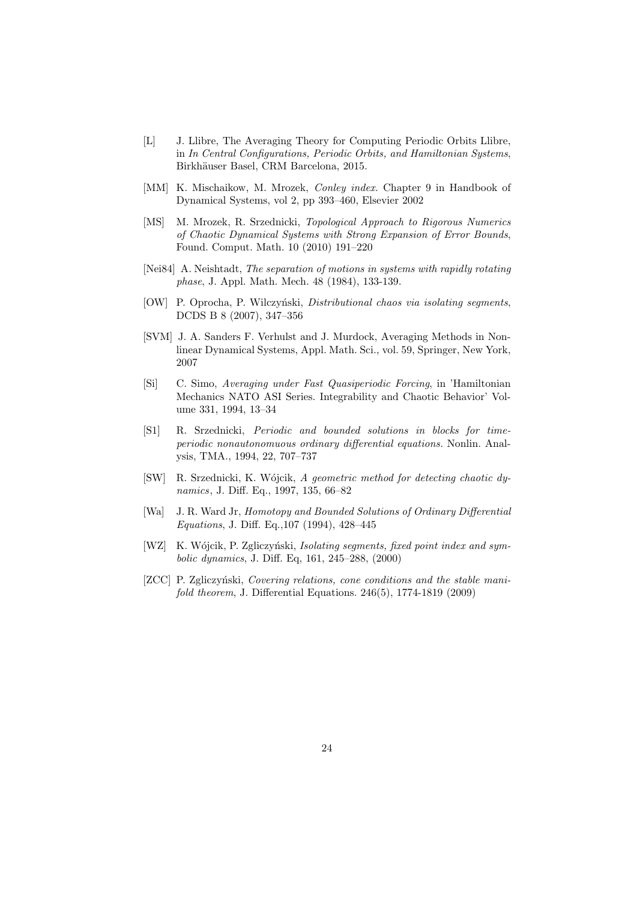[L] J. Llibre, The Averaging Theory for Computing Periodic Orbits Llibre, in *In Central Configurations, Periodic Orbits, and Hamiltonian Systems*, Birkhäuser Basel, CRM Barcelona, 2015.

[MM] K. Mischaikow, M. Mrozek, *Conley index.* Chapter 9 in Handbook of Dynamical Systems, vol 2, pp 393–460, Elsevier 2002

[MS] M. Mrozek, R. Srzednicki, *Topological Approach to Rigorous Numerics of Chaotic Dynamical Systems with Strong Expansion of Error Bounds*, Found. Comput. Math. 10 (2010) 191–220

[Nei84] A. Neishtadt, *The separation of motions in systems with rapidly rotating phase*, J. Appl. Math. Mech. 48 (1984), 133-139.

[OW] P. Oprocha, P. Wilczyński, *Distributional chaos via isolating segments*, DCDS B 8 (2007), 347–356

[SVM] J. A. Sanders F. Verhulst and J. Murdock, Averaging Methods in Nonlinear Dynamical Systems, Appl. Math. Sci., vol. 59, Springer, New York, 2007

[Si] C. Simo, *Averaging under Fast Quasiperiodic Forcing*, in 'Hamiltonian Mechanics NATO ASI Series. Integrability and Chaotic Behavior' Volume 331, 1994, 13–34

[S1] R. Srzednicki, *Periodic and bounded solutions in blocks for time-periodic nonautonomuous ordinary differential equations.* Nonlin. Analysis, TMA., 1994, 22, 707–737

[SW] R. Srzednicki, K. Wójcik, *A geometric method for detecting chaotic dynamics*, J. Diff. Eq., 1997, 135, 66–82

[Wa] J. R. Ward Jr, *Homotopy and Bounded Solutions of Ordinary Differential Equations*, J. Diff. Eq.,107 (1994), 428–445

[WZ] K. Wójcik, P. Zgliczyński, *Isolating segments, fixed point index and symbolic dynamics*, J. Diff. Eq, 161, 245–288, (2000)

[ZCC] P. Zgliczyński, *Covering relations, cone conditions and the stable manifold theorem*, J. Differential Equations. 246(5), 1774-1819 (2009)